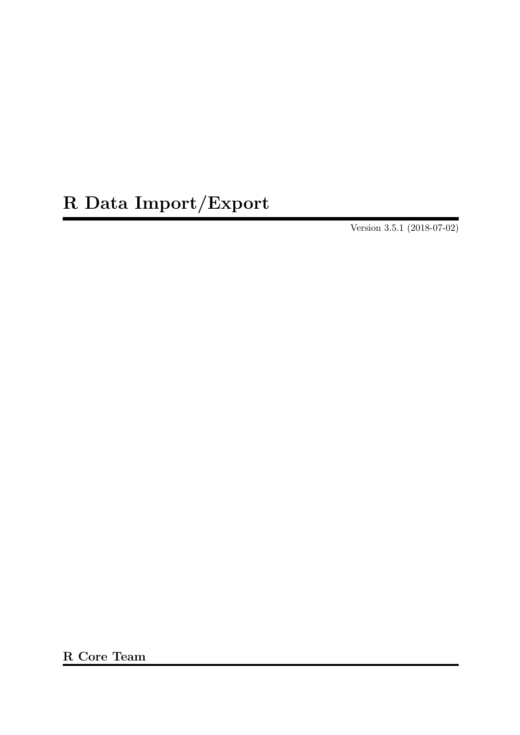# R Data Import/Export

Version 3.5.1 (2018-07-02)

**R Core Team**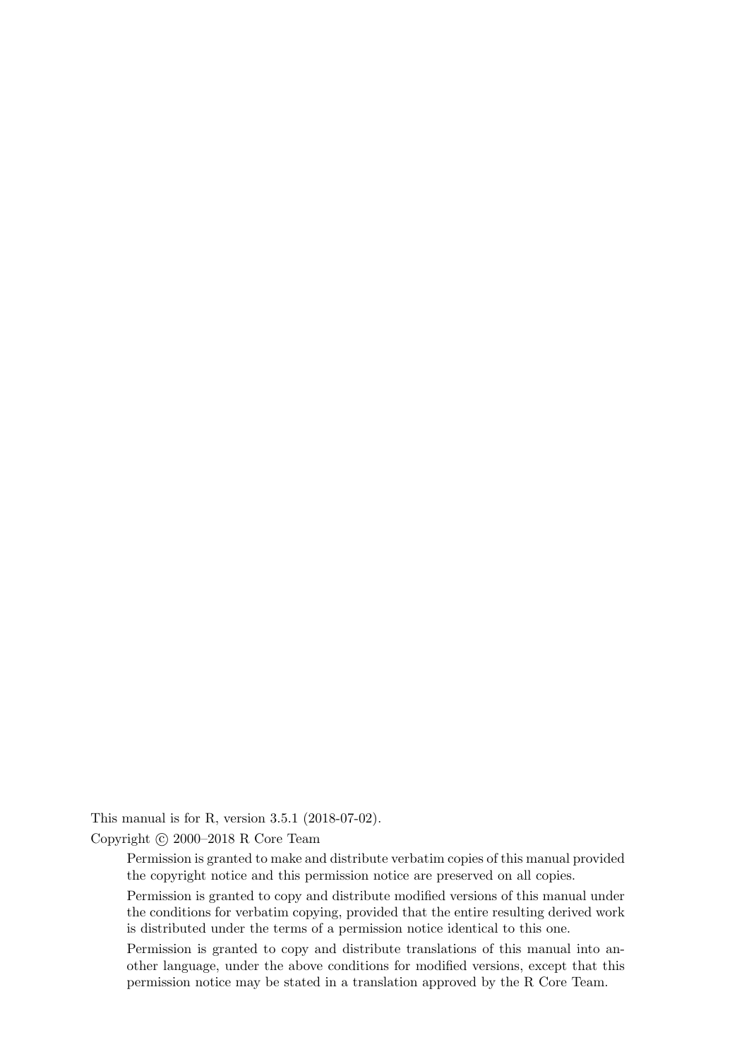This manual is for R, version 3.5.1 (2018-07-02).

Copyright © 2000–2018 R Core Team

> Permission is granted to make and distribute verbatim copies of this manual provided the copyright notice and this permission notice are preserved on all copies.
>
> Permission is granted to copy and distribute modified versions of this manual under the conditions for verbatim copying, provided that the entire resulting derived work is distributed under the terms of a permission notice identical to this one.
>
> Permission is granted to copy and distribute translations of this manual into another language, under the above conditions for modified versions, except that this permission notice may be stated in a translation approved by the R Core Team.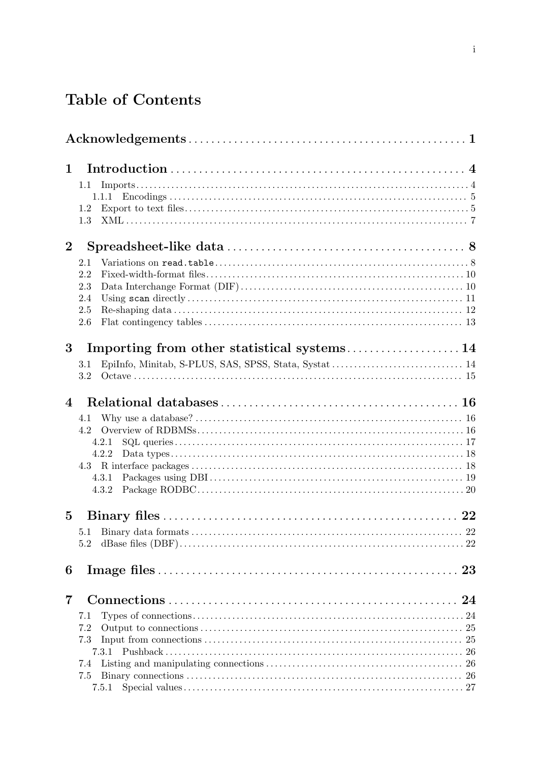# Table of Contents

**Acknowledgements** .................................................. **1**

**1 Introduction** .................................................. **4**

- 1.1 Imports .................................................. 4
  - 1.1.1 Encodings .................................................. 5
- 1.2 Export to text files .................................................. 5
- 1.3 XML .................................................. 7

**2 Spreadsheet-like data** .................................................. **8**

- 2.1 Variations on `read.table` .................................................. 8
- 2.2 Fixed-width-format files .................................................. 10
- 2.3 Data Interchange Format (DIF) .................................................. 10
- 2.4 Using `scan` directly .................................................. 11
- 2.5 Re-shaping data .................................................. 12
- 2.6 Flat contingency tables .................................................. 13

**3 Importing from other statistical systems** .................................................. **14**

- 3.1 EpiInfo, Minitab, S-PLUS, SAS, SPSS, Stata, Systat .................................................. 14
- 3.2 Octave .................................................. 15

**4 Relational databases** .................................................. **16**

- 4.1 Why use a database? .................................................. 16
- 4.2 Overview of RDBMSs .................................................. 16
  - 4.2.1 SQL queries .................................................. 17
  - 4.2.2 Data types .................................................. 18
- 4.3 R interface packages .................................................. 18
  - 4.3.1 Packages using DBI .................................................. 19
  - 4.3.2 Package RODBC .................................................. 20

**5 Binary files** .................................................. **22**

- 5.1 Binary data formats .................................................. 22
- 5.2 dBase files (DBF) .................................................. 22

**6 Image files** .................................................. **23**

**7 Connections** .................................................. **24**

- 7.1 Types of connections .................................................. 24
- 7.2 Output to connections .................................................. 25
- 7.3 Input from connections .................................................. 25
  - 7.3.1 Pushback .................................................. 26
- 7.4 Listing and manipulating connections .................................................. 26
- 7.5 Binary connections .................................................. 26
  - 7.5.1 Special values .................................................. 27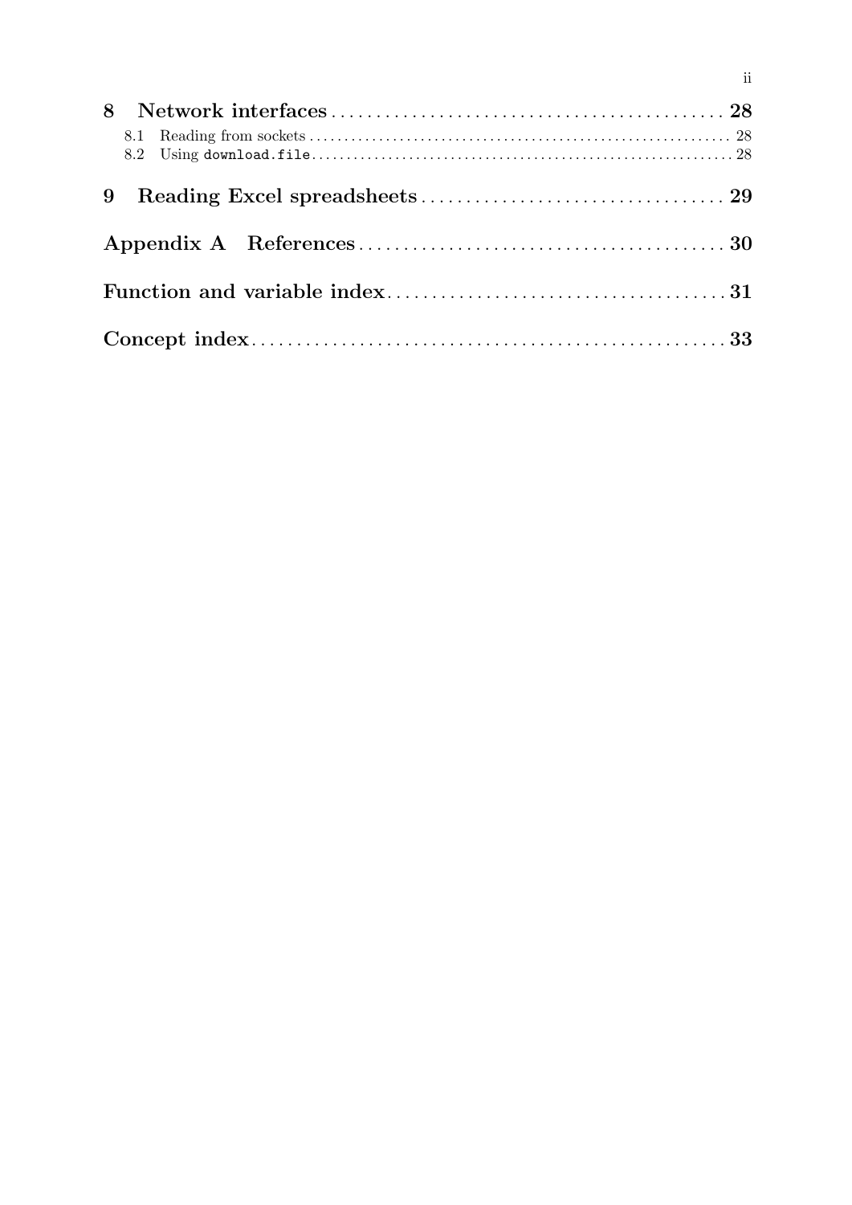8 Network interfaces ........................................... 28
- 8.1 Reading from sockets ........................................... 28
- 8.2 Using `download.file` ........................................... 28

9 Reading Excel spreadsheets ........................................... 29

Appendix A References ........................................... 30

Function and variable index ........................................... 31

Concept index ........................................... 33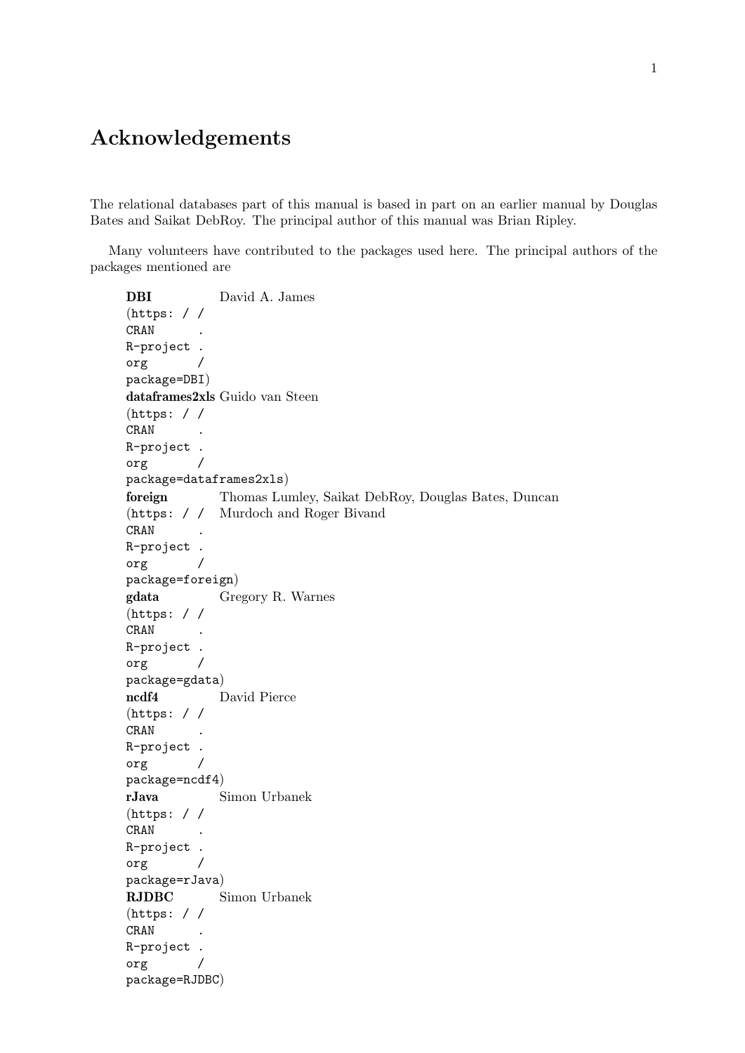# Acknowledgements

The relational databases part of this manual is based in part on an earlier manual by Douglas Bates and Saikat DebRoy. The principal author of this manual was Brian Ripley.

Many volunteers have contributed to the packages used here. The principal authors of the packages mentioned are

| | |
|---|---|
| **DBI** (`https://CRAN.R-project.org/package=DBI`) | David A. James |
| **dataframes2xls** (`https://CRAN.R-project.org/package=dataframes2xls`) | Guido van Steen |
| **foreign** (`https://CRAN.R-project.org/package=foreign`) | Thomas Lumley, Saikat DebRoy, Douglas Bates, Duncan Murdoch and Roger Bivand |
| **gdata** (`https://CRAN.R-project.org/package=gdata`) | Gregory R. Warnes |
| **ncdf4** (`https://CRAN.R-project.org/package=ncdf4`) | David Pierce |
| **rJava** (`https://CRAN.R-project.org/package=rJava`) | Simon Urbanek |
| **RJDBC** (`https://CRAN.R-project.org/package=RJDBC`) | Simon Urbanek |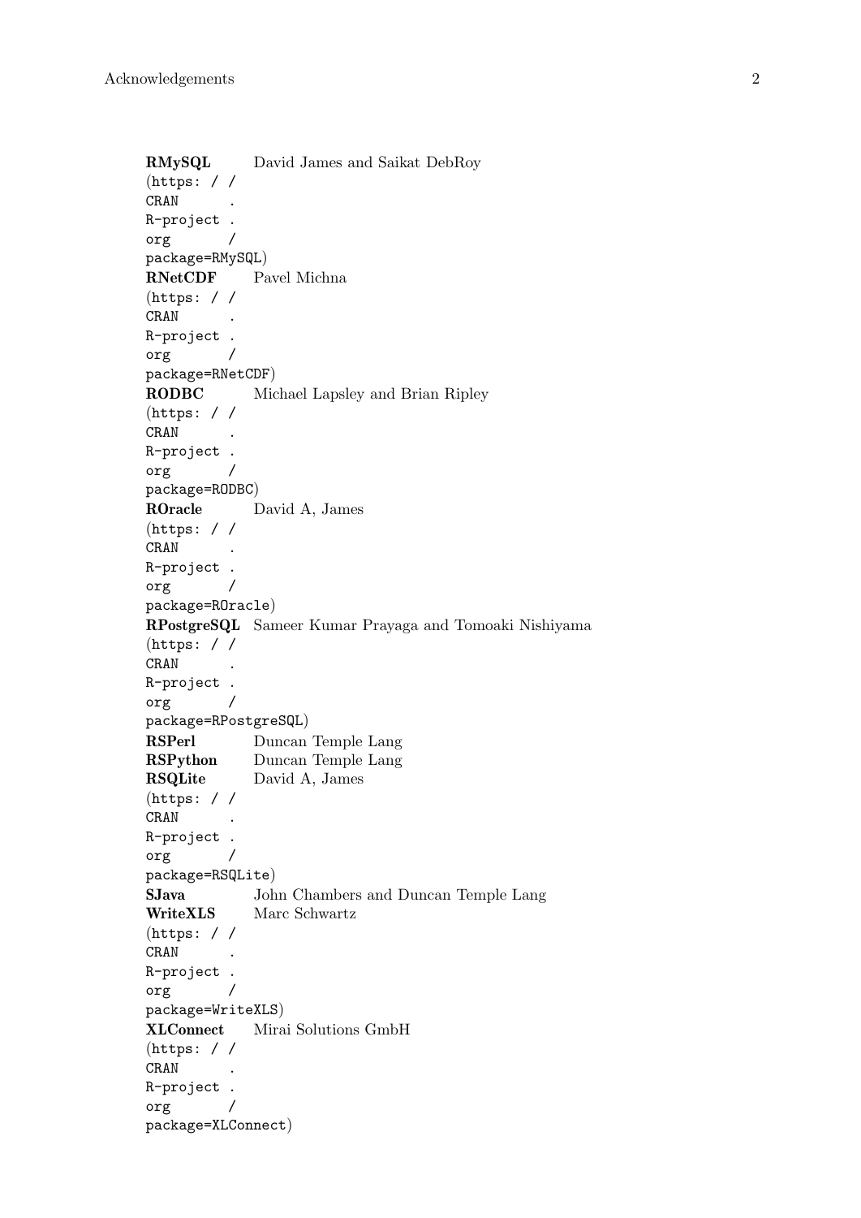**RMySQL** David James and Saikat DebRoy (https://CRAN.R-project.org/package=RMySQL)

**RNetCDF** Pavel Michna (https://CRAN.R-project.org/package=RNetCDF)

**RODBC** Michael Lapsley and Brian Ripley (https://CRAN.R-project.org/package=RODBC)

**ROracle** David A, James (https://CRAN.R-project.org/package=ROracle)

**RPostgreSQL** Sameer Kumar Prayaga and Tomoaki Nishiyama (https://CRAN.R-project.org/package=RPostgreSQL)

**RSPerl** Duncan Temple Lang

**RSPython** Duncan Temple Lang

**RSQLite** David A, James (https://CRAN.R-project.org/package=RSQLite)

**SJava** John Chambers and Duncan Temple Lang

**WriteXLS** Marc Schwartz (https://CRAN.R-project.org/package=WriteXLS)

**XLConnect** Mirai Solutions GmbH (https://CRAN.R-project.org/package=XLConnect)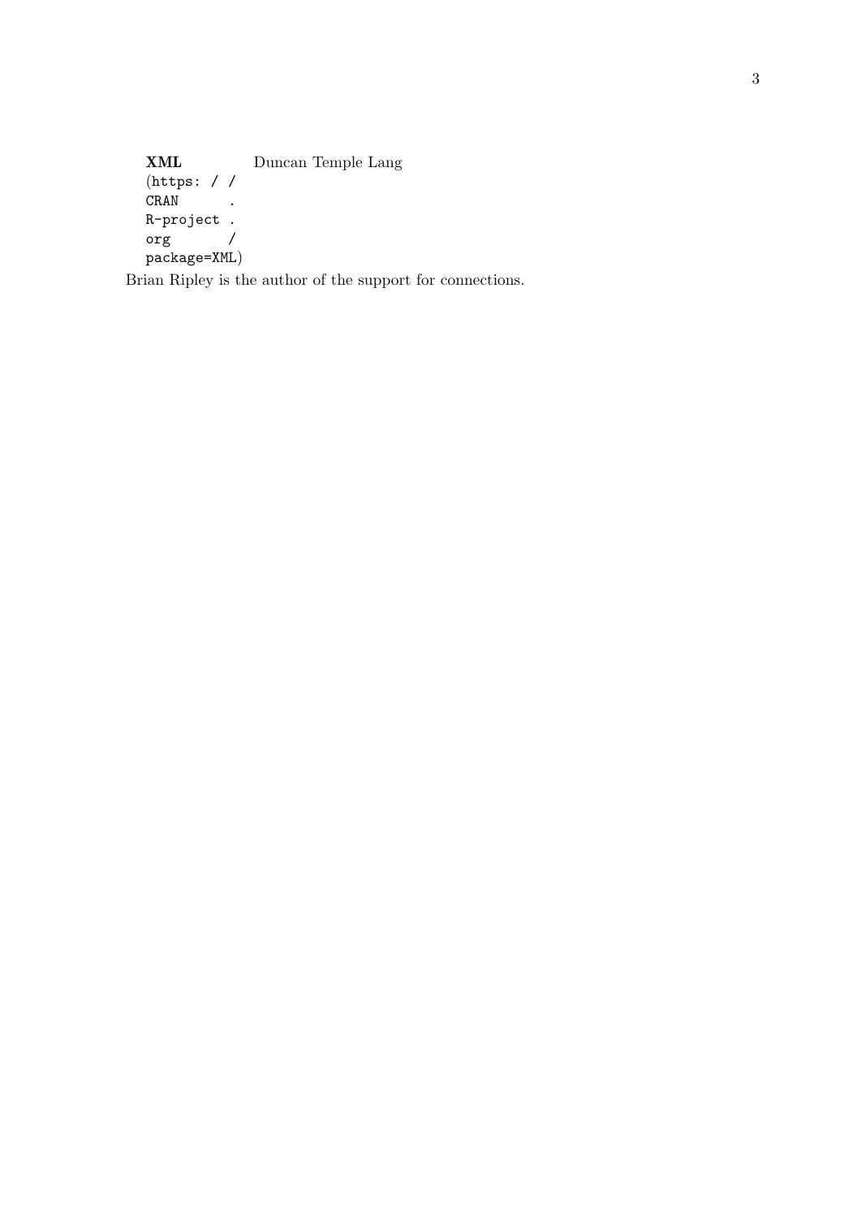| **XML** (https://CRAN.R-project.org/package=XML) | Duncan Temple Lang |
|---|---|

Brian Ripley is the author of the support for connections.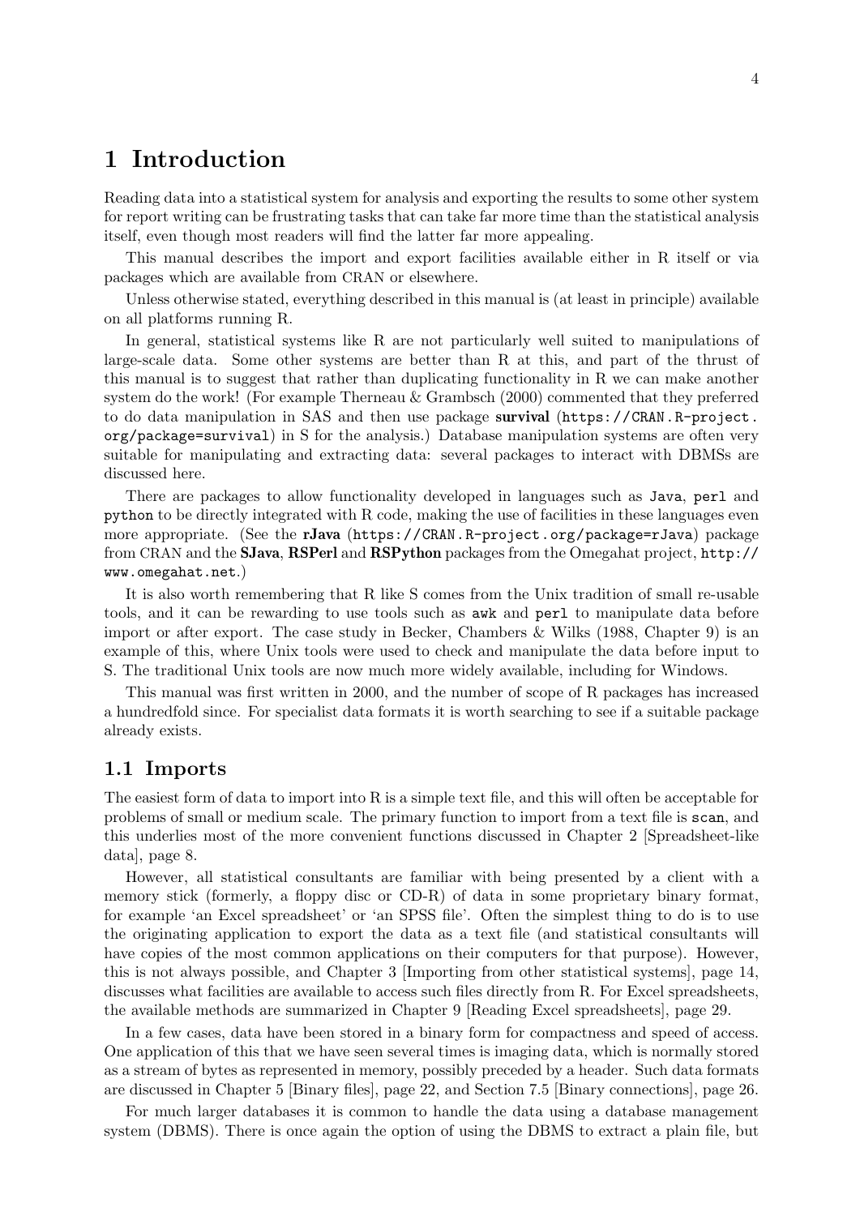# 1 Introduction

Reading data into a statistical system for analysis and exporting the results to some other system for report writing can be frustrating tasks that can take far more time than the statistical analysis itself, even though most readers will find the latter far more appealing.

This manual describes the import and export facilities available either in R itself or via packages which are available from CRAN or elsewhere.

Unless otherwise stated, everything described in this manual is (at least in principle) available on all platforms running R.

In general, statistical systems like R are not particularly well suited to manipulations of large-scale data. Some other systems are better than R at this, and part of the thrust of this manual is to suggest that rather than duplicating functionality in R we can make another system do the work! (For example Therneau & Grambsch (2000) commented that they preferred to do data manipulation in SAS and then use package **survival** (`https://CRAN.R-project.org/package=survival`) in S for the analysis.) Database manipulation systems are often very suitable for manipulating and extracting data: several packages to interact with DBMSs are discussed here.

There are packages to allow functionality developed in languages such as `Java`, `perl` and `python` to be directly integrated with R code, making the use of facilities in these languages even more appropriate. (See the **rJava** (`https://CRAN.R-project.org/package=rJava`) package from CRAN and the **SJava**, **RSPerl** and **RSPython** packages from the Omegahat project, `http://www.omegahat.net`.)

It is also worth remembering that R like S comes from the Unix tradition of small re-usable tools, and it can be rewarding to use tools such as `awk` and `perl` to manipulate data before import or after export. The case study in Becker, Chambers & Wilks (1988, Chapter 9) is an example of this, where Unix tools were used to check and manipulate the data before input to S. The traditional Unix tools are now much more widely available, including for Windows.

This manual was first written in 2000, and the number of scope of R packages has increased a hundredfold since. For specialist data formats it is worth searching to see if a suitable package already exists.

## 1.1 Imports

The easiest form of data to import into R is a simple text file, and this will often be acceptable for problems of small or medium scale. The primary function to import from a text file is `scan`, and this underlies most of the more convenient functions discussed in Chapter 2 [Spreadsheet-like data], page 8.

However, all statistical consultants are familiar with being presented by a client with a memory stick (formerly, a floppy disc or CD-R) of data in some proprietary binary format, for example 'an Excel spreadsheet' or 'an SPSS file'. Often the simplest thing to do is to use the originating application to export the data as a text file (and statistical consultants will have copies of the most common applications on their computers for that purpose). However, this is not always possible, and Chapter 3 [Importing from other statistical systems], page 14, discusses what facilities are available to access such files directly from R. For Excel spreadsheets, the available methods are summarized in Chapter 9 [Reading Excel spreadsheets], page 29.

In a few cases, data have been stored in a binary form for compactness and speed of access. One application of this that we have seen several times is imaging data, which is normally stored as a stream of bytes as represented in memory, possibly preceded by a header. Such data formats are discussed in Chapter 5 [Binary files], page 22, and Section 7.5 [Binary connections], page 26.

For much larger databases it is common to handle the data using a database management system (DBMS). There is once again the option of using the DBMS to extract a plain file, but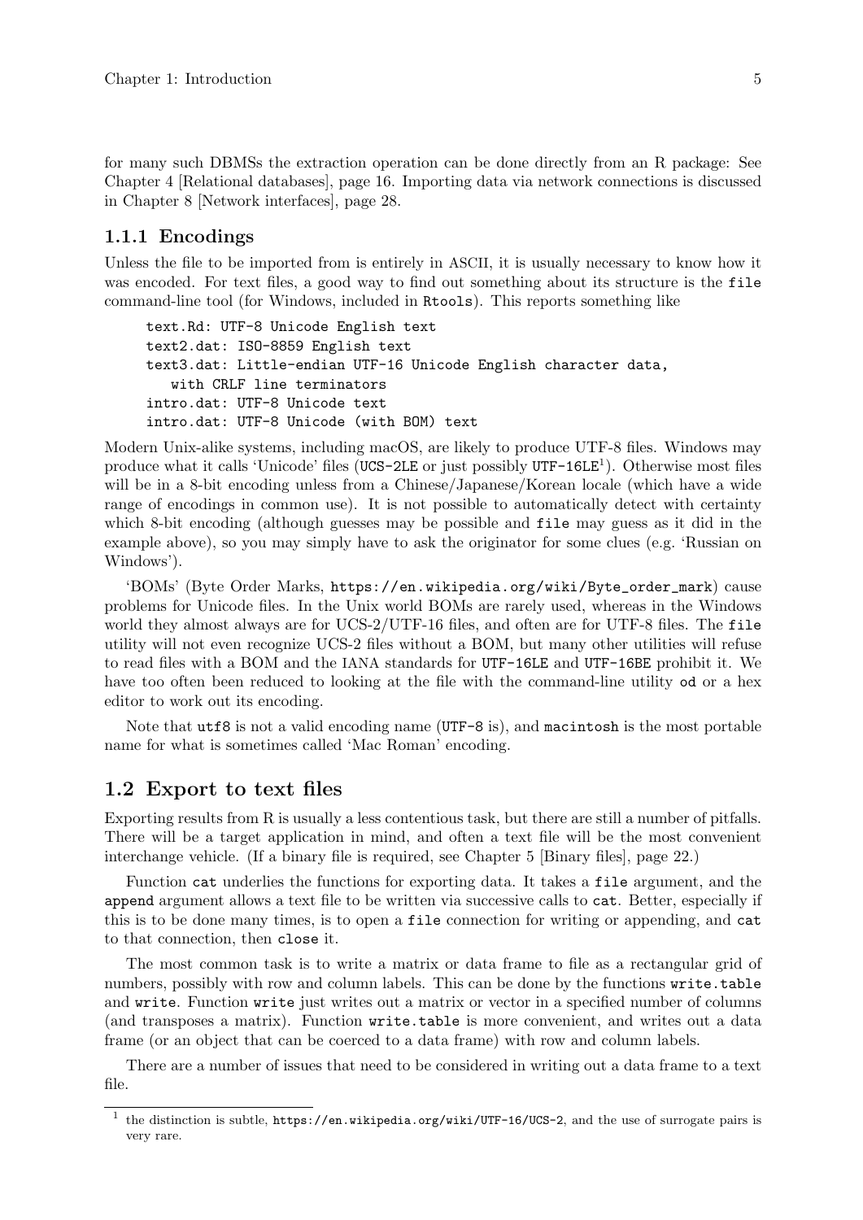for many such DBMSs the extraction operation can be done directly from an R package: See Chapter 4 [Relational databases], page 16. Importing data via network connections is discussed in Chapter 8 [Network interfaces], page 28.

### 1.1.1 Encodings

Unless the file to be imported from is entirely in ASCII, it is usually necessary to know how it was encoded. For text files, a good way to find out something about its structure is the `file` command-line tool (for Windows, included in `Rtools`). This reports something like

```
text.Rd: UTF-8 Unicode English text
text2.dat: ISO-8859 English text
text3.dat: Little-endian UTF-16 Unicode English character data,
   with CRLF line terminators
intro.dat: UTF-8 Unicode text
intro.dat: UTF-8 Unicode (with BOM) text
```

Modern Unix-alike systems, including macOS, are likely to produce UTF-8 files. Windows may produce what it calls 'Unicode' files (`UCS-2LE` or just possibly `UTF-16LE`[1]). Otherwise most files will be in a 8-bit encoding unless from a Chinese/Japanese/Korean locale (which have a wide range of encodings in common use). It is not possible to automatically detect with certainty which 8-bit encoding (although guesses may be possible and `file` may guess as it did in the example above), so you may simply have to ask the originator for some clues (e.g. 'Russian on Windows').

'BOMs' (Byte Order Marks, `https://en.wikipedia.org/wiki/Byte_order_mark`) cause problems for Unicode files. In the Unix world BOMs are rarely used, whereas in the Windows world they almost always are for UCS-2/UTF-16 files, and often are for UTF-8 files. The `file` utility will not even recognize UCS-2 files without a BOM, but many other utilities will refuse to read files with a BOM and the IANA standards for `UTF-16LE` and `UTF-16BE` prohibit it. We have too often been reduced to looking at the file with the command-line utility `od` or a hex editor to work out its encoding.

Note that `utf8` is not a valid encoding name (`UTF-8` is), and `macintosh` is the most portable name for what is sometimes called 'Mac Roman' encoding.

## 1.2 Export to text files

Exporting results from R is usually a less contentious task, but there are still a number of pitfalls. There will be a target application in mind, and often a text file will be the most convenient interchange vehicle. (If a binary file is required, see Chapter 5 [Binary files], page 22.)

Function `cat` underlies the functions for exporting data. It takes a `file` argument, and the `append` argument allows a text file to be written via successive calls to `cat`. Better, especially if this is to be done many times, is to open a `file` connection for writing or appending, and `cat` to that connection, then `close` it.

The most common task is to write a matrix or data frame to file as a rectangular grid of numbers, possibly with row and column labels. This can be done by the functions `write.table` and `write`. Function `write` just writes out a matrix or vector in a specified number of columns (and transposes a matrix). Function `write.table` is more convenient, and writes out a data frame (or an object that can be coerced to a data frame) with row and column labels.

There are a number of issues that need to be considered in writing out a data frame to a text file.

---

[1] the distinction is subtle, `https://en.wikipedia.org/wiki/UTF-16/UCS-2`, and the use of surrogate pairs is very rare.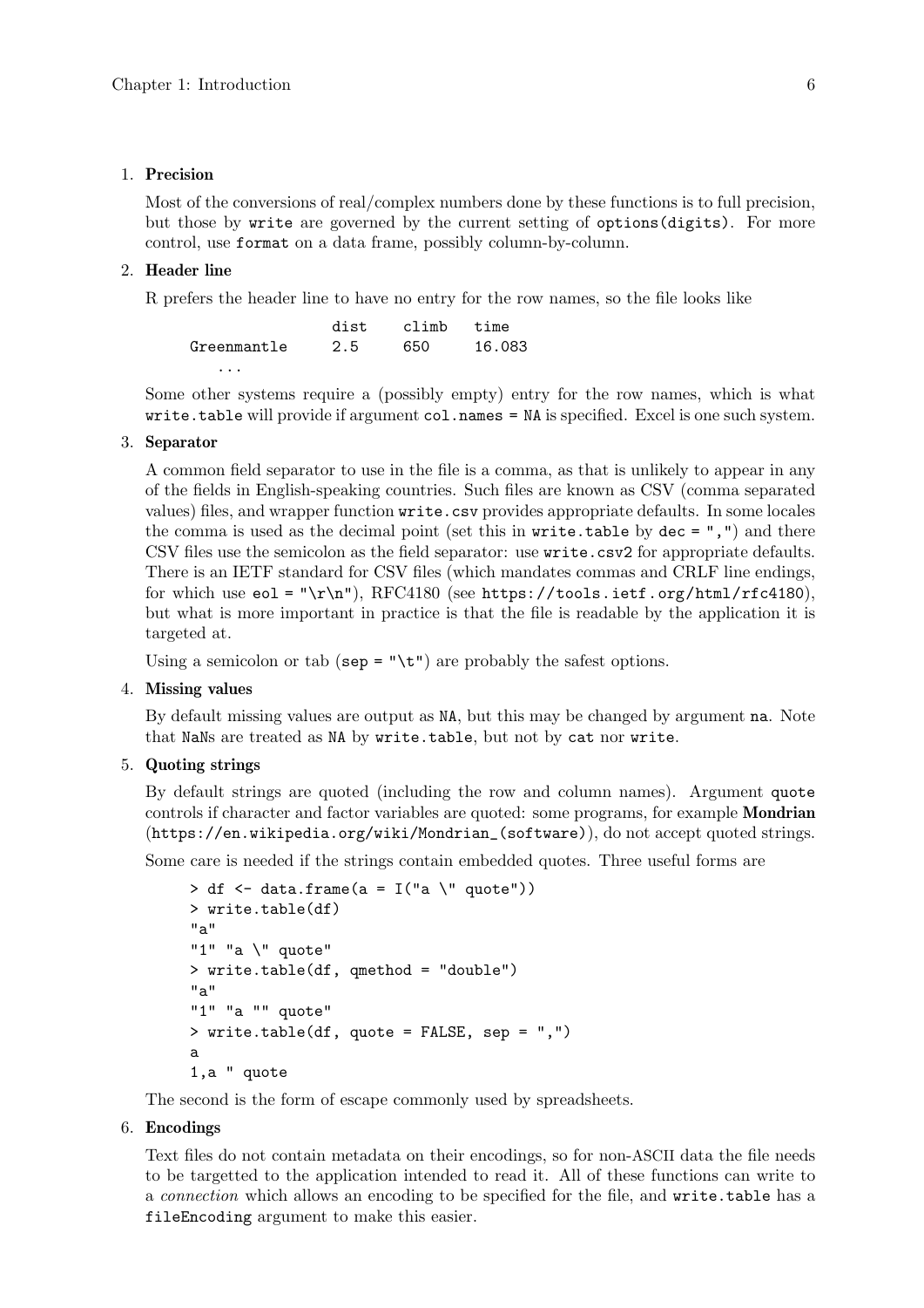1. **Precision**

   Most of the conversions of real/complex numbers done by these functions is to full precision, but those by `write` are governed by the current setting of `options(digits)`. For more control, use `format` on a data frame, possibly column-by-column.

2. **Header line**

   R prefers the header line to have no entry for the row names, so the file looks like

   ```
                   dist    climb   time
   Greenmantle     2.5     650     16.083
      ...
   ```

   Some other systems require a (possibly empty) entry for the row names, which is what `write.table` will provide if argument `col.names = NA` is specified. Excel is one such system.

3. **Separator**

   A common field separator to use in the file is a comma, as that is unlikely to appear in any of the fields in English-speaking countries. Such files are known as CSV (comma separated values) files, and wrapper function `write.csv` provides appropriate defaults. In some locales the comma is used as the decimal point (set this in `write.table` by `dec = ","`) and there CSV files use the semicolon as the field separator: use `write.csv2` for appropriate defaults. There is an IETF standard for CSV files (which mandates commas and CRLF line endings, for which use `eol = "\r\n"`), RFC4180 (see `https://tools.ietf.org/html/rfc4180`), but what is more important in practice is that the file is readable by the application it is targeted at.

   Using a semicolon or tab (`sep = "\t"`) are probably the safest options.

4. **Missing values**

   By default missing values are output as `NA`, but this may be changed by argument `na`. Note that `NaN`s are treated as `NA` by `write.table`, but not by `cat` nor `write`.

5. **Quoting strings**

   By default strings are quoted (including the row and column names). Argument `quote` controls if character and factor variables are quoted: some programs, for example **Mondrian** (`https://en.wikipedia.org/wiki/Mondrian_(software)`), do not accept quoted strings.

   Some care is needed if the strings contain embedded quotes. Three useful forms are

   ```
   > df <- data.frame(a = I("a \" quote"))
   > write.table(df)
   "a"
   "1" "a \" quote"
   > write.table(df, qmethod = "double")
   "a"
   "1" "a "" quote"
   > write.table(df, quote = FALSE, sep = ",")
   a
   1,a " quote
   ```

   The second is the form of escape commonly used by spreadsheets.

6. **Encodings**

   Text files do not contain metadata on their encodings, so for non-ASCII data the file needs to be targetted to the application intended to read it. All of these functions can write to a *connection* which allows an encoding to be specified for the file, and `write.table` has a `fileEncoding` argument to make this easier.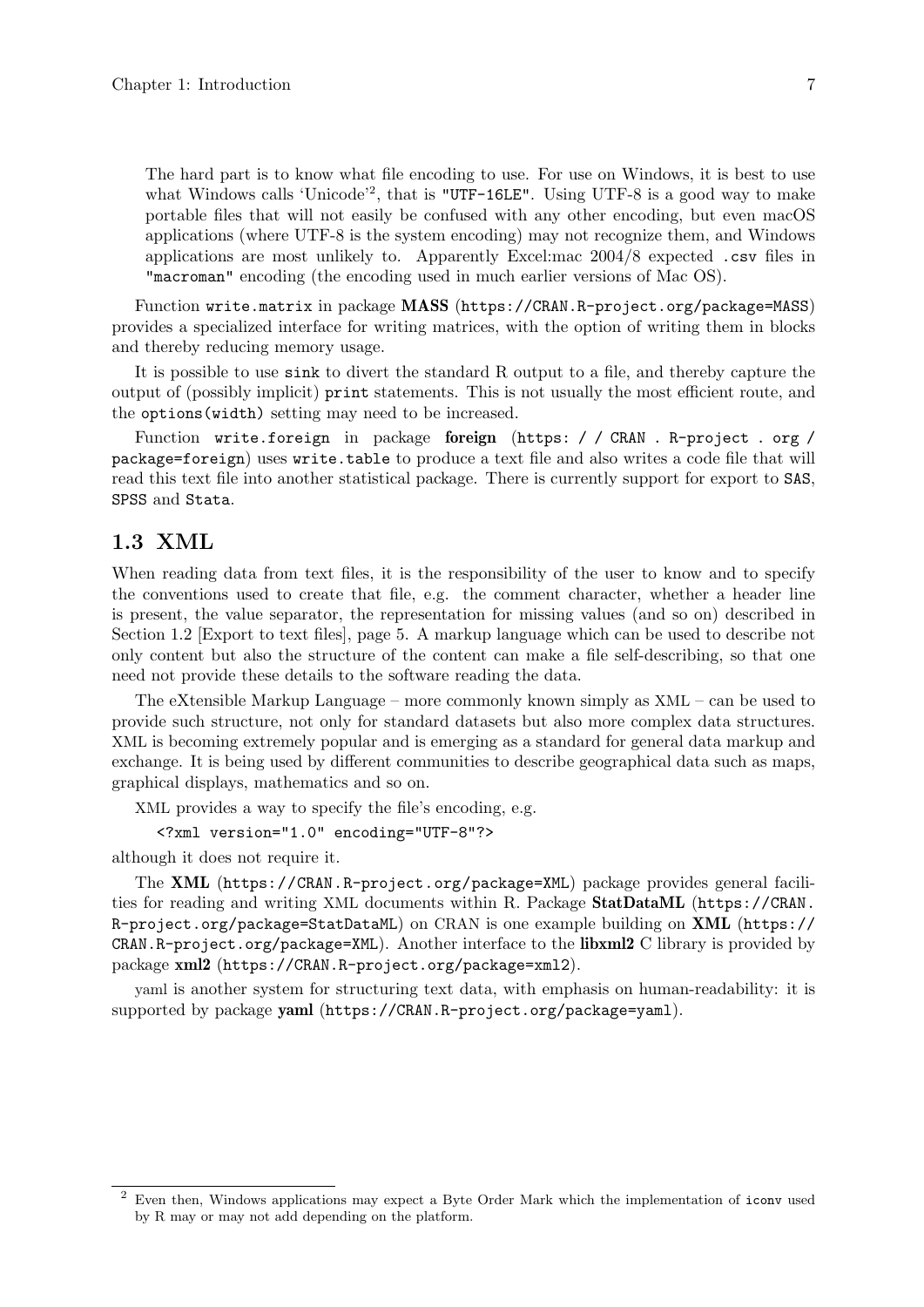> The hard part is to know what file encoding to use. For use on Windows, it is best to use what Windows calls 'Unicode'[2], that is `"UTF-16LE"`. Using UTF-8 is a good way to make portable files that will not easily be confused with any other encoding, but even macOS applications (where UTF-8 is the system encoding) may not recognize them, and Windows applications are most unlikely to. Apparently Excel:mac 2004/8 expected `.csv` files in `"macroman"` encoding (the encoding used in much earlier versions of Mac OS).

Function `write.matrix` in package **MASS** (`https://CRAN.R-project.org/package=MASS`) provides a specialized interface for writing matrices, with the option of writing them in blocks and thereby reducing memory usage.

It is possible to use `sink` to divert the standard R output to a file, and thereby capture the output of (possibly implicit) `print` statements. This is not usually the most efficient route, and the `options(width)` setting may need to be increased.

Function `write.foreign` in package **foreign** (`https://CRAN.R-project.org/package=foreign`) uses `write.table` to produce a text file and also writes a code file that will read this text file into another statistical package. There is currently support for export to `SAS`, `SPSS` and `Stata`.

## 1.3 XML

When reading data from text files, it is the responsibility of the user to know and to specify the conventions used to create that file, e.g. the comment character, whether a header line is present, the value separator, the representation for missing values (and so on) described in Section 1.2 [Export to text files], page 5. A markup language which can be used to describe not only content but also the structure of the content can make a file self-describing, so that one need not provide these details to the software reading the data.

The eXtensible Markup Language – more commonly known simply as XML – can be used to provide such structure, not only for standard datasets but also more complex data structures. XML is becoming extremely popular and is emerging as a standard for general data markup and exchange. It is being used by different communities to describe geographical data such as maps, graphical displays, mathematics and so on.

XML provides a way to specify the file's encoding, e.g.

```
<?xml version="1.0" encoding="UTF-8"?>
```

although it does not require it.

The **XML** (`https://CRAN.R-project.org/package=XML`) package provides general facilities for reading and writing XML documents within R. Package **StatDataML** (`https://CRAN.R-project.org/package=StatDataML`) on CRAN is one example building on **XML** (`https://CRAN.R-project.org/package=XML`). Another interface to the **libxml2** C library is provided by package **xml2** (`https://CRAN.R-project.org/package=xml2`).

yaml is another system for structuring text data, with emphasis on human-readability: it is supported by package **yaml** (`https://CRAN.R-project.org/package=yaml`).

---

[2] Even then, Windows applications may expect a Byte Order Mark which the implementation of `iconv` used by R may or may not add depending on the platform.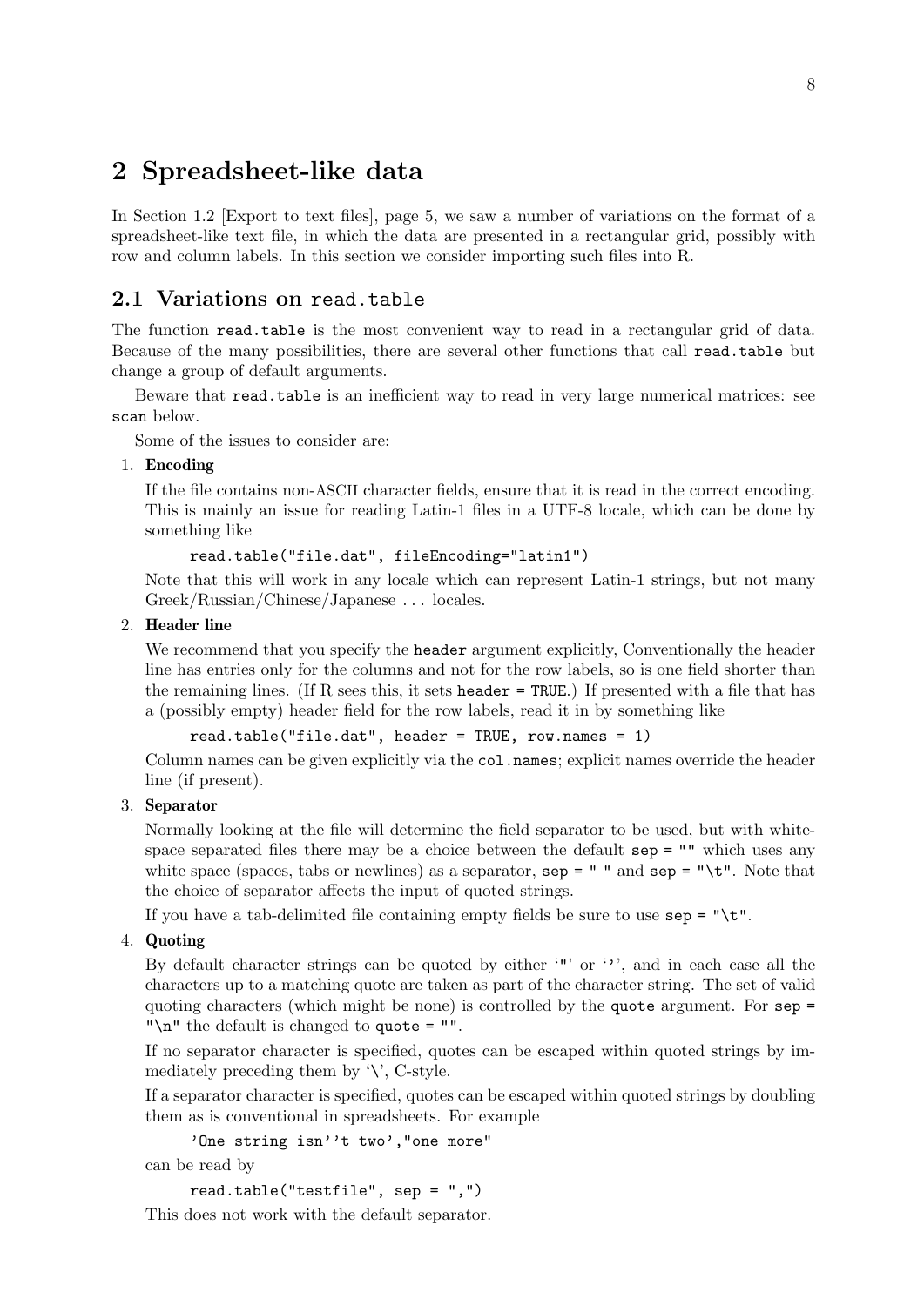# 2 Spreadsheet-like data

In Section 1.2 [Export to text files], page 5, we saw a number of variations on the format of a spreadsheet-like text file, in which the data are presented in a rectangular grid, possibly with row and column labels. In this section we consider importing such files into R.

## 2.1 Variations on `read.table`

The function `read.table` is the most convenient way to read in a rectangular grid of data. Because of the many possibilities, there are several other functions that call `read.table` but change a group of default arguments.

Beware that `read.table` is an inefficient way to read in very large numerical matrices: see `scan` below.

Some of the issues to consider are:

1. **Encoding**

   If the file contains non-ASCII character fields, ensure that it is read in the correct encoding. This is mainly an issue for reading Latin-1 files in a UTF-8 locale, which can be done by something like

   ```
   read.table("file.dat", fileEncoding="latin1")
   ```

   Note that this will work in any locale which can represent Latin-1 strings, but not many Greek/Russian/Chinese/Japanese ... locales.

2. **Header line**

   We recommend that you specify the `header` argument explicitly, Conventionally the header line has entries only for the columns and not for the row labels, so is one field shorter than the remaining lines. (If R sees this, it sets `header = TRUE`.) If presented with a file that has a (possibly empty) header field for the row labels, read it in by something like

   ```
   read.table("file.dat", header = TRUE, row.names = 1)
   ```

   Column names can be given explicitly via the `col.names`; explicit names override the header line (if present).

3. **Separator**

   Normally looking at the file will determine the field separator to be used, but with white-space separated files there may be a choice between the default `sep = ""` which uses any white space (spaces, tabs or newlines) as a separator, `sep = " "` and `sep = "\t"`. Note that the choice of separator affects the input of quoted strings.

   If you have a tab-delimited file containing empty fields be sure to use `sep = "\t"`.

4. **Quoting**

   By default character strings can be quoted by either '`"`' or '`'`', and in each case all the characters up to a matching quote are taken as part of the character string. The set of valid quoting characters (which might be none) is controlled by the `quote` argument. For `sep = "\n"` the default is changed to `quote = ""`.

   If no separator character is specified, quotes can be escaped within quoted strings by immediately preceding them by '`\`', C-style.

   If a separator character is specified, quotes can be escaped within quoted strings by doubling them as is conventional in spreadsheets. For example

   ```
   'One string isn''t two',"one more"
   ```

   can be read by

   ```
   read.table("testfile", sep = ",")
   ```

   This does not work with the default separator.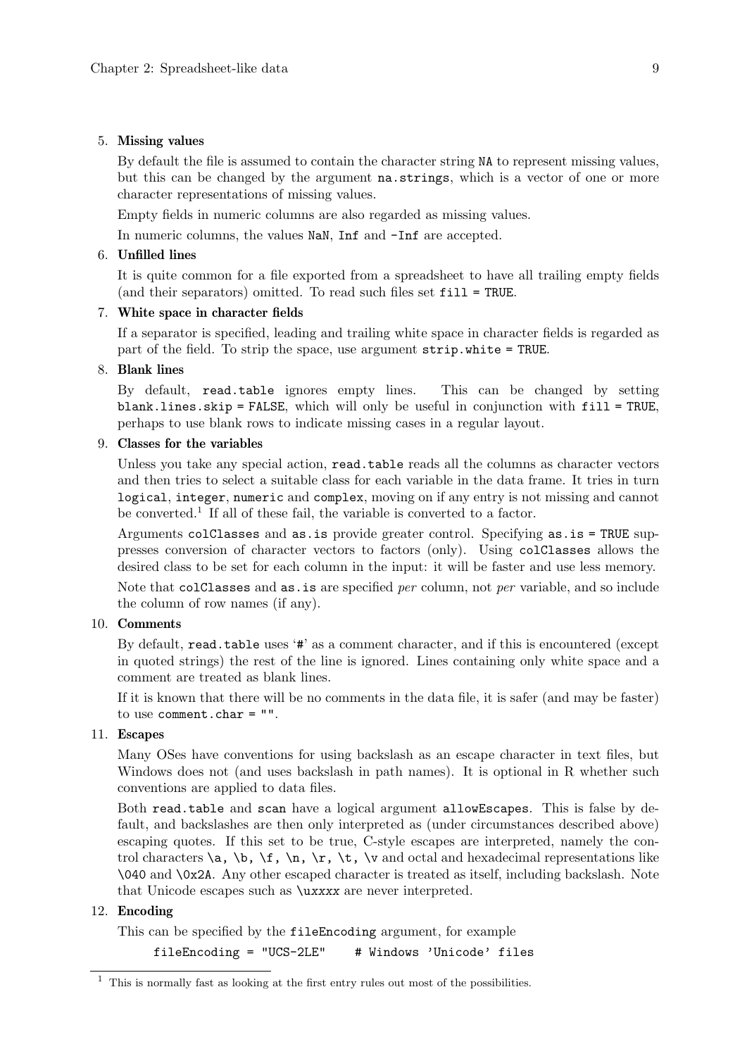5. **Missing values**

   By default the file is assumed to contain the character string `NA` to represent missing values, but this can be changed by the argument `na.strings`, which is a vector of one or more character representations of missing values.

   Empty fields in numeric columns are also regarded as missing values.

   In numeric columns, the values `NaN`, `Inf` and `-Inf` are accepted.

6. **Unfilled lines**

   It is quite common for a file exported from a spreadsheet to have all trailing empty fields (and their separators) omitted. To read such files set `fill = TRUE`.

7. **White space in character fields**

   If a separator is specified, leading and trailing white space in character fields is regarded as part of the field. To strip the space, use argument `strip.white = TRUE`.

8. **Blank lines**

   By default, `read.table` ignores empty lines. This can be changed by setting `blank.lines.skip = FALSE`, which will only be useful in conjunction with `fill = TRUE`, perhaps to use blank rows to indicate missing cases in a regular layout.

9. **Classes for the variables**

   Unless you take any special action, `read.table` reads all the columns as character vectors and then tries to select a suitable class for each variable in the data frame. It tries in turn `logical`, `integer`, `numeric` and `complex`, moving on if any entry is not missing and cannot be converted.[1] If all of these fail, the variable is converted to a factor.

   Arguments `colClasses` and `as.is` provide greater control. Specifying `as.is = TRUE` suppresses conversion of character vectors to factors (only). Using `colClasses` allows the desired class to be set for each column in the input: it will be faster and use less memory.

   Note that `colClasses` and `as.is` are specified *per* column, not *per* variable, and so include the column of row names (if any).

10. **Comments**

    By default, `read.table` uses '`#`' as a comment character, and if this is encountered (except in quoted strings) the rest of the line is ignored. Lines containing only white space and a comment are treated as blank lines.

    If it is known that there will be no comments in the data file, it is safer (and may be faster) to use `comment.char = ""`.

11. **Escapes**

    Many OSes have conventions for using backslash as an escape character in text files, but Windows does not (and uses backslash in path names). It is optional in R whether such conventions are applied to data files.

    Both `read.table` and `scan` have a logical argument `allowEscapes`. This is false by default, and backslashes are then only interpreted as (under circumstances described above) escaping quotes. If this set to be true, C-style escapes are interpreted, namely the control characters `\a, \b, \f, \n, \r, \t, \v` and octal and hexadecimal representations like `\040` and `\0x2A`. Any other escaped character is treated as itself, including backslash. Note that Unicode escapes such as `\uxxxx` are never interpreted.

12. **Encoding**

    This can be specified by the `fileEncoding` argument, for example

    ```
    fileEncoding = "UCS-2LE"    # Windows 'Unicode' files
    ```

[1] This is normally fast as looking at the first entry rules out most of the possibilities.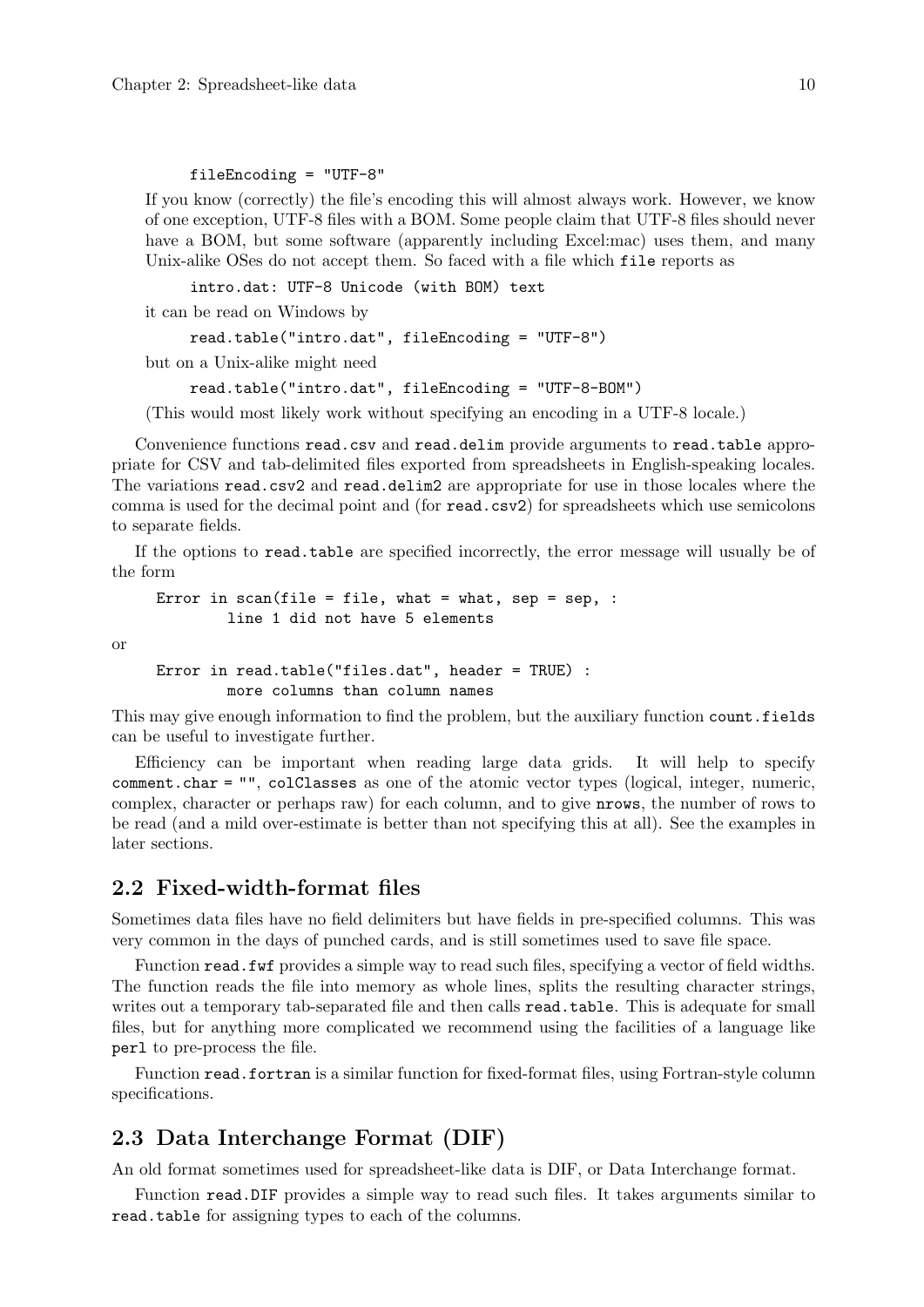```
fileEncoding = "UTF-8"
```

If you know (correctly) the file's encoding this will almost always work. However, we know of one exception, UTF-8 files with a BOM. Some people claim that UTF-8 files should never have a BOM, but some software (apparently including Excel:mac) uses them, and many Unix-alike OSes do not accept them. So faced with a file which `file` reports as

```
intro.dat: UTF-8 Unicode (with BOM) text
```

it can be read on Windows by

```
read.table("intro.dat", fileEncoding = "UTF-8")
```

but on a Unix-alike might need

```
read.table("intro.dat", fileEncoding = "UTF-8-BOM")
```

(This would most likely work without specifying an encoding in a UTF-8 locale.)

Convenience functions `read.csv` and `read.delim` provide arguments to `read.table` appropriate for CSV and tab-delimited files exported from spreadsheets in English-speaking locales. The variations `read.csv2` and `read.delim2` are appropriate for use in those locales where the comma is used for the decimal point and (for `read.csv2`) for spreadsheets which use semicolons to separate fields.

If the options to `read.table` are specified incorrectly, the error message will usually be of the form

```
Error in scan(file = file, what = what, sep = sep, :
        line 1 did not have 5 elements
```

or

```
Error in read.table("files.dat", header = TRUE) :
        more columns than column names
```

This may give enough information to find the problem, but the auxiliary function `count.fields` can be useful to investigate further.

Efficiency can be important when reading large data grids. It will help to specify `comment.char = ""`, `colClasses` as one of the atomic vector types (logical, integer, numeric, complex, character or perhaps raw) for each column, and to give `nrows`, the number of rows to be read (and a mild over-estimate is better than not specifying this at all). See the examples in later sections.

## 2.2 Fixed-width-format files

Sometimes data files have no field delimiters but have fields in pre-specified columns. This was very common in the days of punched cards, and is still sometimes used to save file space.

Function `read.fwf` provides a simple way to read such files, specifying a vector of field widths. The function reads the file into memory as whole lines, splits the resulting character strings, writes out a temporary tab-separated file and then calls `read.table`. This is adequate for small files, but for anything more complicated we recommend using the facilities of a language like `perl` to pre-process the file.

Function `read.fortran` is a similar function for fixed-format files, using Fortran-style column specifications.

## 2.3 Data Interchange Format (DIF)

An old format sometimes used for spreadsheet-like data is DIF, or Data Interchange format.

Function `read.DIF` provides a simple way to read such files. It takes arguments similar to `read.table` for assigning types to each of the columns.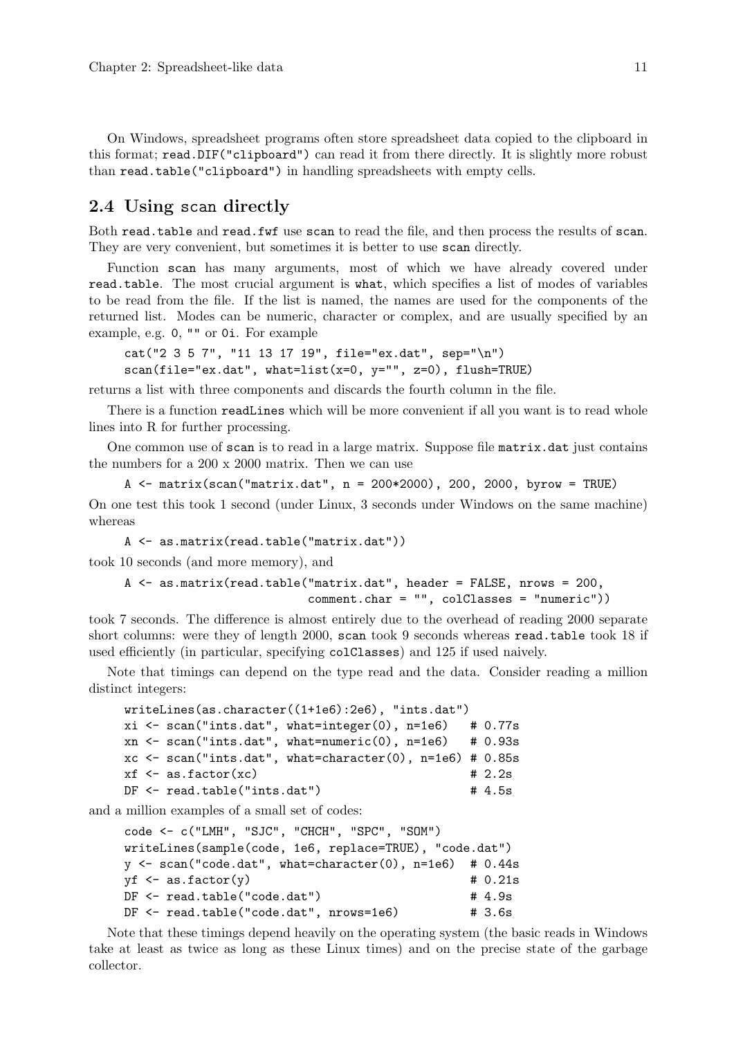On Windows, spreadsheet programs often store spreadsheet data copied to the clipboard in this format; `read.DIF("clipboard")` can read it from there directly. It is slightly more robust than `read.table("clipboard")` in handling spreadsheets with empty cells.

## 2.4 Using scan directly

Both `read.table` and `read.fwf` use `scan` to read the file, and then process the results of `scan`. They are very convenient, but sometimes it is better to use `scan` directly.

Function `scan` has many arguments, most of which we have already covered under `read.table`. The most crucial argument is `what`, which specifies a list of modes of variables to be read from the file. If the list is named, the names are used for the components of the returned list. Modes can be numeric, character or complex, and are usually specified by an example, e.g. `0`, `""` or `0i`. For example

```
cat("2 3 5 7", "11 13 17 19", file="ex.dat", sep="\n")
scan(file="ex.dat", what=list(x=0, y="", z=0), flush=TRUE)
```

returns a list with three components and discards the fourth column in the file.

There is a function `readLines` which will be more convenient if all you want is to read whole lines into R for further processing.

One common use of `scan` is to read in a large matrix. Suppose file `matrix.dat` just contains the numbers for a 200 x 2000 matrix. Then we can use

```
A <- matrix(scan("matrix.dat", n = 200*2000), 200, 2000, byrow = TRUE)
```

On one test this took 1 second (under Linux, 3 seconds under Windows on the same machine) whereas

```
A <- as.matrix(read.table("matrix.dat"))
```

took 10 seconds (and more memory), and

```
A <- as.matrix(read.table("matrix.dat", header = FALSE, nrows = 200,
                          comment.char = "", colClasses = "numeric"))
```

took 7 seconds. The difference is almost entirely due to the overhead of reading 2000 separate short columns: were they of length 2000, `scan` took 9 seconds whereas `read.table` took 18 if used efficiently (in particular, specifying `colClasses`) and 125 if used naively.

Note that timings can depend on the type read and the data. Consider reading a million distinct integers:

```
writeLines(as.character((1+1e6):2e6), "ints.dat")
xi <- scan("ints.dat", what=integer(0), n=1e6)   # 0.77s
xn <- scan("ints.dat", what=numeric(0), n=1e6)   # 0.93s
xc <- scan("ints.dat", what=character(0), n=1e6) # 0.85s
xf <- as.factor(xc)                              # 2.2s
DF <- read.table("ints.dat")                     # 4.5s
```

and a million examples of a small set of codes:

```
code <- c("LMH", "SJC", "CHCH", "SPC", "SOM")
writeLines(sample(code, 1e6, replace=TRUE), "code.dat")
y <- scan("code.dat", what=character(0), n=1e6)  # 0.44s
yf <- as.factor(y)                               # 0.21s
DF <- read.table("code.dat")                     # 4.9s
DF <- read.table("code.dat", nrows=1e6)          # 3.6s
```

Note that these timings depend heavily on the operating system (the basic reads in Windows take at least as twice as long as these Linux times) and on the precise state of the garbage collector.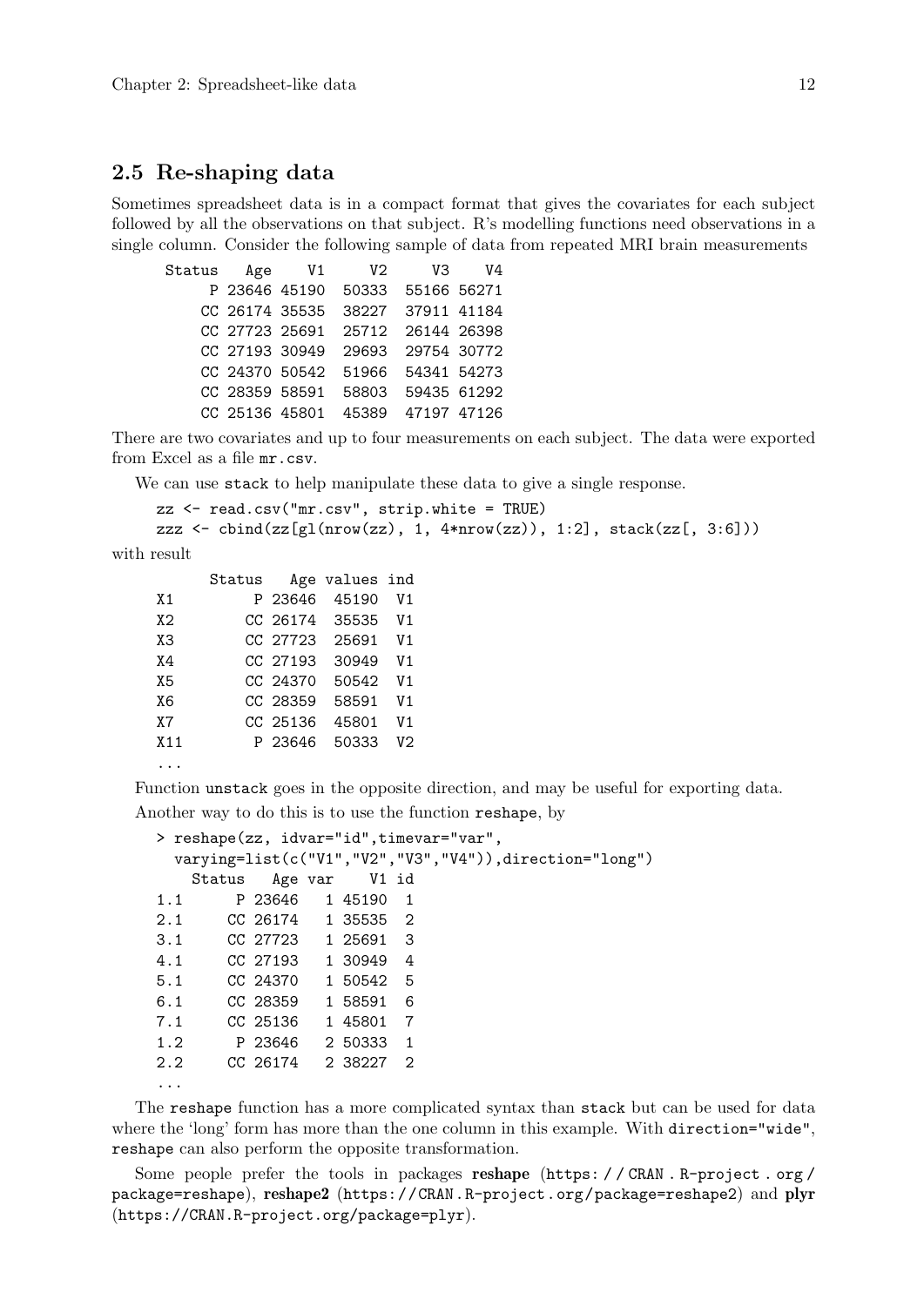## 2.5 Re-shaping data

Sometimes spreadsheet data is in a compact format that gives the covariates for each subject followed by all the observations on that subject. R's modelling functions need observations in a single column. Consider the following sample of data from repeated MRI brain measurements

```
 Status   Age    V1     V2     V3    V4
      P 23646 45190  50333  55166 56271
     CC 26174 35535  38227  37911 41184
     CC 27723 25691  25712  26144 26398
     CC 27193 30949  29693  29754 30772
     CC 24370 50542  51966  54341 54273
     CC 28359 58591  58803  59435 61292
     CC 25136 45801  45389  47197 47126
```

There are two covariates and up to four measurements on each subject. The data were exported from Excel as a file `mr.csv`.

We can use `stack` to help manipulate these data to give a single response.

```
zz <- read.csv("mr.csv", strip.white = TRUE)
zzz <- cbind(zz[gl(nrow(zz), 1, 4*nrow(zz)), 1:2], stack(zz[, 3:6]))
```

with result

```
      Status   Age values ind
X1         P 23646  45190  V1
X2        CC 26174  35535  V1
X3        CC 27723  25691  V1
X4        CC 27193  30949  V1
X5        CC 24370  50542  V1
X6        CC 28359  58591  V1
X7        CC 25136  45801  V1
X11        P 23646  50333  V2
...
```

Function `unstack` goes in the opposite direction, and may be useful for exporting data.

Another way to do this is to use the function `reshape`, by

```
> reshape(zz, idvar="id",timevar="var",
  varying=list(c("V1","V2","V3","V4")),direction="long")
    Status   Age var    V1 id
1.1      P 23646   1 45190  1
2.1     CC 26174   1 35535  2
3.1     CC 27723   1 25691  3
4.1     CC 27193   1 30949  4
5.1     CC 24370   1 50542  5
6.1     CC 28359   1 58591  6
7.1     CC 25136   1 45801  7
1.2      P 23646   2 50333  1
2.2     CC 26174   2 38227  2
...
```

The `reshape` function has a more complicated syntax than `stack` but can be used for data where the 'long' form has more than the one column in this example. With `direction="wide"`, `reshape` can also perform the opposite transformation.

Some people prefer the tools in packages **reshape** (https://CRAN.R-project.org/package=reshape), **reshape2** (https://CRAN.R-project.org/package=reshape2) and **plyr** (https://CRAN.R-project.org/package=plyr).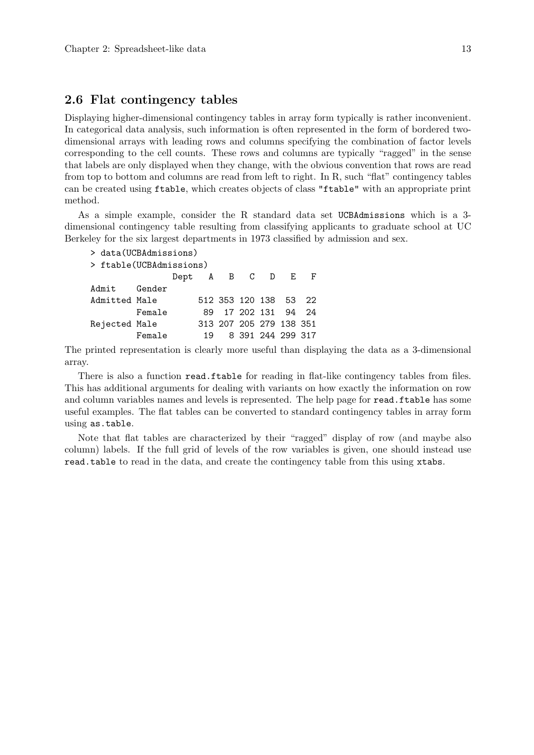## 2.6 Flat contingency tables

Displaying higher-dimensional contingency tables in array form typically is rather inconvenient. In categorical data analysis, such information is often represented in the form of bordered two-dimensional arrays with leading rows and columns specifying the combination of factor levels corresponding to the cell counts. These rows and columns are typically "ragged" in the sense that labels are only displayed when they change, with the obvious convention that rows are read from top to bottom and columns are read from left to right. In R, such "flat" contingency tables can be created using `ftable`, which creates objects of class `"ftable"` with an appropriate print method.

As a simple example, consider the R standard data set `UCBAdmissions` which is a 3-dimensional contingency table resulting from classifying applicants to graduate school at UC Berkeley for the six largest departments in 1973 classified by admission and sex.

```
> data(UCBAdmissions)
> ftable(UCBAdmissions)
                Dept   A   B   C   D   E   F
Admit    Gender
Admitted Male        512 353 120 138  53  22
         Female       89  17 202 131  94  24
Rejected Male        313 207 205 279 138 351
         Female       19   8 391 244 299 317
```

The printed representation is clearly more useful than displaying the data as a 3-dimensional array.

There is also a function `read.ftable` for reading in flat-like contingency tables from files. This has additional arguments for dealing with variants on how exactly the information on row and column variables names and levels is represented. The help page for `read.ftable` has some useful examples. The flat tables can be converted to standard contingency tables in array form using `as.table`.

Note that flat tables are characterized by their "ragged" display of row (and maybe also column) labels. If the full grid of levels of the row variables is given, one should instead use `read.table` to read in the data, and create the contingency table from this using `xtabs`.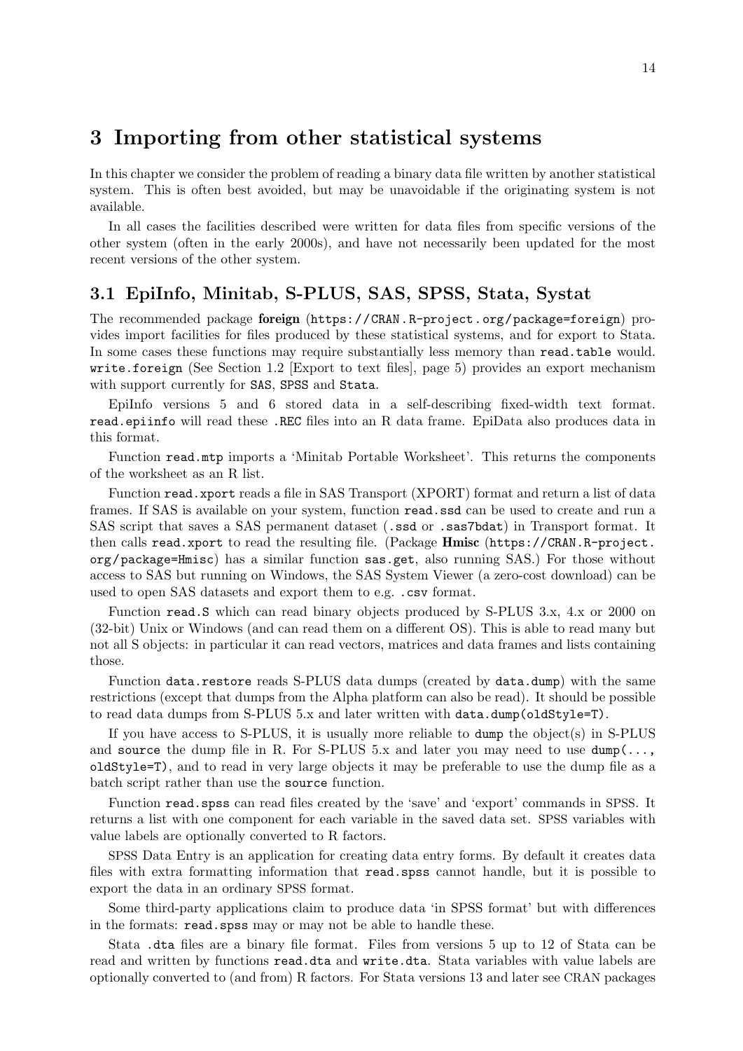# 3 Importing from other statistical systems

In this chapter we consider the problem of reading a binary data file written by another statistical system. This is often best avoided, but may be unavoidable if the originating system is not available.

In all cases the facilities described were written for data files from specific versions of the other system (often in the early 2000s), and have not necessarily been updated for the most recent versions of the other system.

## 3.1 EpiInfo, Minitab, S-PLUS, SAS, SPSS, Stata, Systat

The recommended package **foreign** (`https://CRAN.R-project.org/package=foreign`) provides import facilities for files produced by these statistical systems, and for export to Stata. In some cases these functions may require substantially less memory than `read.table` would. `write.foreign` (See Section 1.2 [Export to text files], page 5) provides an export mechanism with support currently for `SAS`, `SPSS` and `Stata`.

EpiInfo versions 5 and 6 stored data in a self-describing fixed-width text format. `read.epiinfo` will read these `.REC` files into an R data frame. EpiData also produces data in this format.

Function `read.mtp` imports a 'Minitab Portable Worksheet'. This returns the components of the worksheet as an R list.

Function `read.xport` reads a file in SAS Transport (XPORT) format and return a list of data frames. If SAS is available on your system, function `read.ssd` can be used to create and run a SAS script that saves a SAS permanent dataset (`.ssd` or `.sas7bdat`) in Transport format. It then calls `read.xport` to read the resulting file. (Package **Hmisc** (`https://CRAN.R-project.org/package=Hmisc`) has a similar function `sas.get`, also running SAS.) For those without access to SAS but running on Windows, the SAS System Viewer (a zero-cost download) can be used to open SAS datasets and export them to e.g. `.csv` format.

Function `read.S` which can read binary objects produced by S-PLUS 3.x, 4.x or 2000 on (32-bit) Unix or Windows (and can read them on a different OS). This is able to read many but not all S objects: in particular it can read vectors, matrices and data frames and lists containing those.

Function `data.restore` reads S-PLUS data dumps (created by `data.dump`) with the same restrictions (except that dumps from the Alpha platform can also be read). It should be possible to read data dumps from S-PLUS 5.x and later written with `data.dump(oldStyle=T)`.

If you have access to S-PLUS, it is usually more reliable to `dump` the object(s) in S-PLUS and `source` the dump file in R. For S-PLUS 5.x and later you may need to use `dump(..., oldStyle=T)`, and to read in very large objects it may be preferable to use the dump file as a batch script rather than use the `source` function.

Function `read.spss` can read files created by the 'save' and 'export' commands in SPSS. It returns a list with one component for each variable in the saved data set. SPSS variables with value labels are optionally converted to R factors.

SPSS Data Entry is an application for creating data entry forms. By default it creates data files with extra formatting information that `read.spss` cannot handle, but it is possible to export the data in an ordinary SPSS format.

Some third-party applications claim to produce data 'in SPSS format' but with differences in the formats: `read.spss` may or may not be able to handle these.

Stata `.dta` files are a binary file format. Files from versions 5 up to 12 of Stata can be read and written by functions `read.dta` and `write.dta`. Stata variables with value labels are optionally converted to (and from) R factors. For Stata versions 13 and later see CRAN packages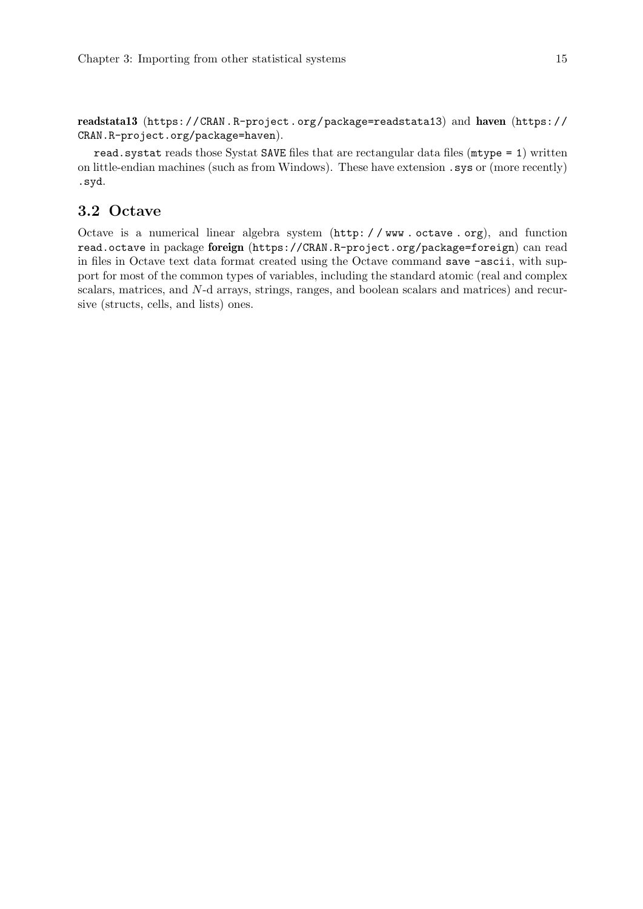**readstata13** (`https://CRAN.R-project.org/package=readstata13`) and **haven** (`https://CRAN.R-project.org/package=haven`).

`read.systat` reads those Systat `SAVE` files that are rectangular data files (`mtype = 1`) written on little-endian machines (such as from Windows). These have extension `.sys` or (more recently) `.syd`.

## 3.2 Octave

Octave is a numerical linear algebra system (`http://www.octave.org`), and function `read.octave` in package **foreign** (`https://CRAN.R-project.org/package=foreign`) can read in files in Octave text data format created using the Octave command `save -ascii`, with support for most of the common types of variables, including the standard atomic (real and complex scalars, matrices, and $N$-d arrays, strings, ranges, and boolean scalars and matrices) and recursive (structs, cells, and lists) ones.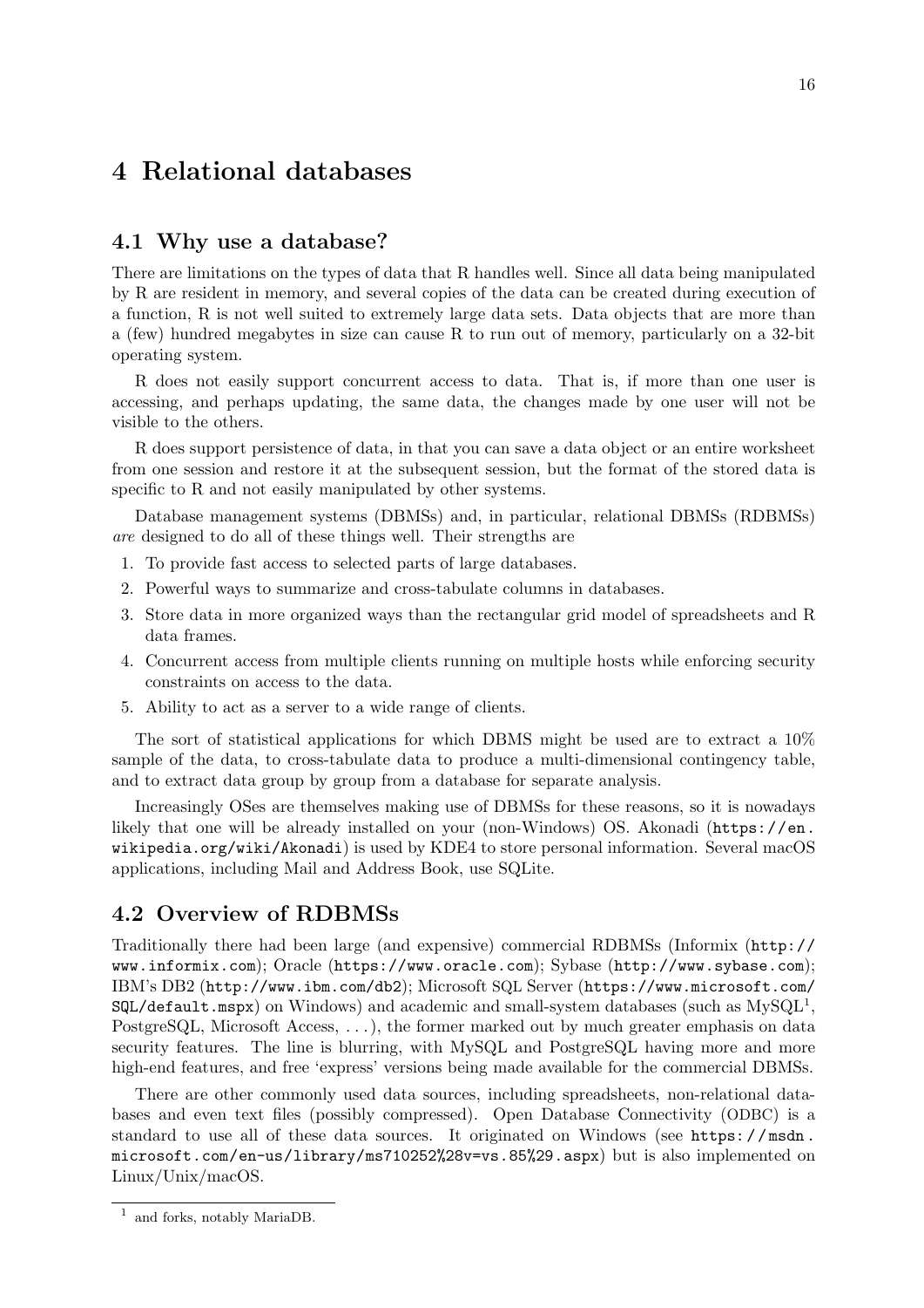# 4 Relational databases

## 4.1 Why use a database?

There are limitations on the types of data that R handles well. Since all data being manipulated by R are resident in memory, and several copies of the data can be created during execution of a function, R is not well suited to extremely large data sets. Data objects that are more than a (few) hundred megabytes in size can cause R to run out of memory, particularly on a 32-bit operating system.

R does not easily support concurrent access to data. That is, if more than one user is accessing, and perhaps updating, the same data, the changes made by one user will not be visible to the others.

R does support persistence of data, in that you can save a data object or an entire worksheet from one session and restore it at the subsequent session, but the format of the stored data is specific to R and not easily manipulated by other systems.

Database management systems (DBMSs) and, in particular, relational DBMSs (RDBMSs) *are* designed to do all of these things well. Their strengths are

1. To provide fast access to selected parts of large databases.
2. Powerful ways to summarize and cross-tabulate columns in databases.
3. Store data in more organized ways than the rectangular grid model of spreadsheets and R data frames.
4. Concurrent access from multiple clients running on multiple hosts while enforcing security constraints on access to the data.
5. Ability to act as a server to a wide range of clients.

The sort of statistical applications for which DBMS might be used are to extract a 10% sample of the data, to cross-tabulate data to produce a multi-dimensional contingency table, and to extract data group by group from a database for separate analysis.

Increasingly OSes are themselves making use of DBMSs for these reasons, so it is nowadays likely that one will be already installed on your (non-Windows) OS. Akonadi (`https://en.wikipedia.org/wiki/Akonadi`) is used by KDE4 to store personal information. Several macOS applications, including Mail and Address Book, use SQLite.

## 4.2 Overview of RDBMSs

Traditionally there had been large (and expensive) commercial RDBMSs (Informix (`http://www.informix.com`); Oracle (`https://www.oracle.com`); Sybase (`http://www.sybase.com`); IBM's DB2 (`http://www.ibm.com/db2`); Microsoft SQL Server (`https://www.microsoft.com/SQL/default.mspx`) on Windows) and academic and small-system databases (such as MySQL[1], PostgreSQL, Microsoft Access, ...), the former marked out by much greater emphasis on data security features. The line is blurring, with MySQL and PostgreSQL having more and more high-end features, and free 'express' versions being made available for the commercial DBMSs.

There are other commonly used data sources, including spreadsheets, non-relational databases and even text files (possibly compressed). Open Database Connectivity (ODBC) is a standard to use all of these data sources. It originated on Windows (see `https://msdn.microsoft.com/en-us/library/ms710252%28v=vs.85%29.aspx`) but is also implemented on Linux/Unix/macOS.

[1] and forks, notably MariaDB.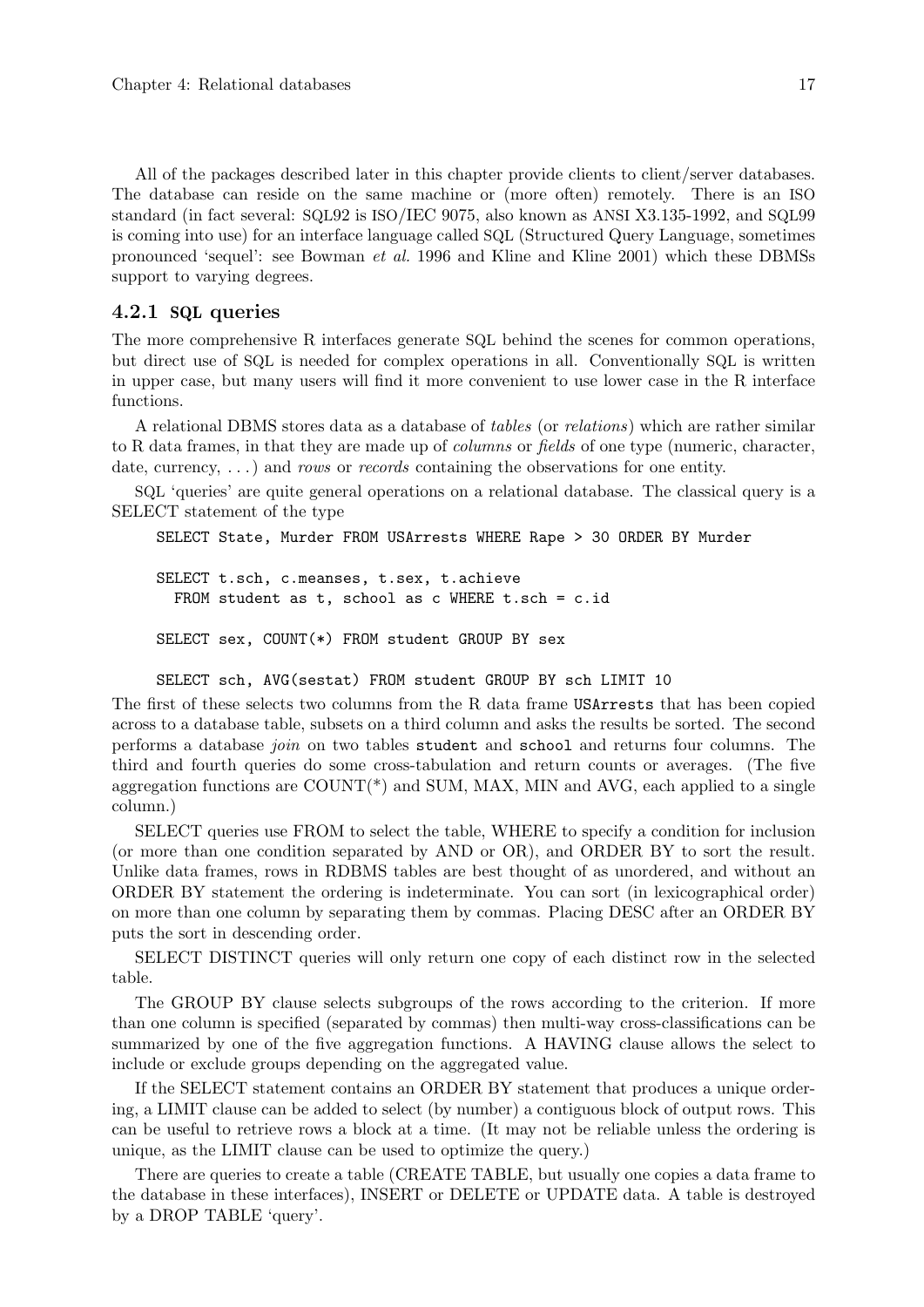All of the packages described later in this chapter provide clients to client/server databases. The database can reside on the same machine or (more often) remotely. There is an ISO standard (in fact several: SQL92 is ISO/IEC 9075, also known as ANSI X3.135-1992, and SQL99 is coming into use) for an interface language called SQL (Structured Query Language, sometimes pronounced 'sequel': see Bowman *et al.* 1996 and Kline and Kline 2001) which these DBMSs support to varying degrees.

### 4.2.1 SQL queries

The more comprehensive R interfaces generate SQL behind the scenes for common operations, but direct use of SQL is needed for complex operations in all. Conventionally SQL is written in upper case, but many users will find it more convenient to use lower case in the R interface functions.

A relational DBMS stores data as a database of *tables* (or *relations*) which are rather similar to R data frames, in that they are made up of *columns* or *fields* of one type (numeric, character, date, currency, ...) and *rows* or *records* containing the observations for one entity.

SQL 'queries' are quite general operations on a relational database. The classical query is a SELECT statement of the type

```
SELECT State, Murder FROM USArrests WHERE Rape > 30 ORDER BY Murder

SELECT t.sch, c.meanses, t.sex, t.achieve
  FROM student as t, school as c WHERE t.sch = c.id

SELECT sex, COUNT(*) FROM student GROUP BY sex

SELECT sch, AVG(sestat) FROM student GROUP BY sch LIMIT 10
```

The first of these selects two columns from the R data frame `USArrests` that has been copied across to a database table, subsets on a third column and asks the results be sorted. The second performs a database *join* on two tables `student` and `school` and returns four columns. The third and fourth queries do some cross-tabulation and return counts or averages. (The five aggregation functions are COUNT(*) and SUM, MAX, MIN and AVG, each applied to a single column.)

SELECT queries use FROM to select the table, WHERE to specify a condition for inclusion (or more than one condition separated by AND or OR), and ORDER BY to sort the result. Unlike data frames, rows in RDBMS tables are best thought of as unordered, and without an ORDER BY statement the ordering is indeterminate. You can sort (in lexicographical order) on more than one column by separating them by commas. Placing DESC after an ORDER BY puts the sort in descending order.

SELECT DISTINCT queries will only return one copy of each distinct row in the selected table.

The GROUP BY clause selects subgroups of the rows according to the criterion. If more than one column is specified (separated by commas) then multi-way cross-classifications can be summarized by one of the five aggregation functions. A HAVING clause allows the select to include or exclude groups depending on the aggregated value.

If the SELECT statement contains an ORDER BY statement that produces a unique ordering, a LIMIT clause can be added to select (by number) a contiguous block of output rows. This can be useful to retrieve rows a block at a time. (It may not be reliable unless the ordering is unique, as the LIMIT clause can be used to optimize the query.)

There are queries to create a table (CREATE TABLE, but usually one copies a data frame to the database in these interfaces), INSERT or DELETE or UPDATE data. A table is destroyed by a DROP TABLE 'query'.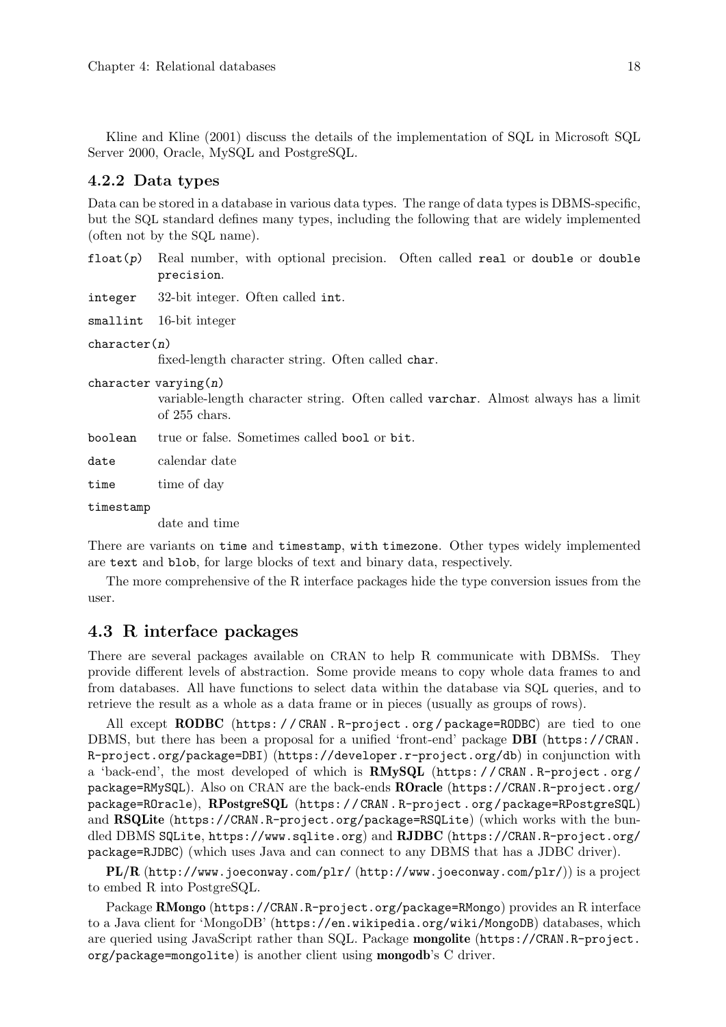Kline and Kline (2001) discuss the details of the implementation of SQL in Microsoft SQL Server 2000, Oracle, MySQL and PostgreSQL.

### 4.2.2 Data types

Data can be stored in a database in various data types. The range of data types is DBMS-specific, but the SQL standard defines many types, including the following that are widely implemented (often not by the SQL name).

`float(p)`
: Real number, with optional precision. Often called `real` or `double` or `double precision`.

`integer`
: 32-bit integer. Often called `int`.

`smallint`
: 16-bit integer

`character(n)`
: fixed-length character string. Often called `char`.

`character varying(n)`
: variable-length character string. Often called `varchar`. Almost always has a limit of 255 chars.

`boolean`
: true or false. Sometimes called `bool` or `bit`.

`date`
: calendar date

`time`
: time of day

`timestamp`
: date and time

There are variants on `time` and `timestamp`, `with timezone`. Other types widely implemented are `text` and `blob`, for large blocks of text and binary data, respectively.

The more comprehensive of the R interface packages hide the type conversion issues from the user.

## 4.3 R interface packages

There are several packages available on CRAN to help R communicate with DBMSs. They provide different levels of abstraction. Some provide means to copy whole data frames to and from databases. All have functions to select data within the database via SQL queries, and to retrieve the result as a whole as a data frame or in pieces (usually as groups of rows).

All except **RODBC** (`https://CRAN.R-project.org/package=RODBC`) are tied to one DBMS, but there has been a proposal for a unified 'front-end' package **DBI** (`https://CRAN.R-project.org/package=DBI`) (`https://developer.r-project.org/db`) in conjunction with a 'back-end', the most developed of which is **RMySQL** (`https://CRAN.R-project.org/package=RMySQL`). Also on CRAN are the back-ends **ROracle** (`https://CRAN.R-project.org/package=ROracle`), **RPostgreSQL** (`https://CRAN.R-project.org/package=RPostgreSQL`) and **RSQLite** (`https://CRAN.R-project.org/package=RSQLite`) (which works with the bundled DBMS `SQLite`, `https://www.sqlite.org`) and **RJDBC** (`https://CRAN.R-project.org/package=RJDBC`) (which uses Java and can connect to any DBMS that has a JDBC driver).

**PL/R** (`http://www.joeconway.com/plr/` (`http://www.joeconway.com/plr/`)) is a project to embed R into PostgreSQL.

Package **RMongo** (`https://CRAN.R-project.org/package=RMongo`) provides an R interface to a Java client for 'MongoDB' (`https://en.wikipedia.org/wiki/MongoDB`) databases, which are queried using JavaScript rather than SQL. Package **mongolite** (`https://CRAN.R-project.org/package=mongolite`) is another client using **mongodb**'s C driver.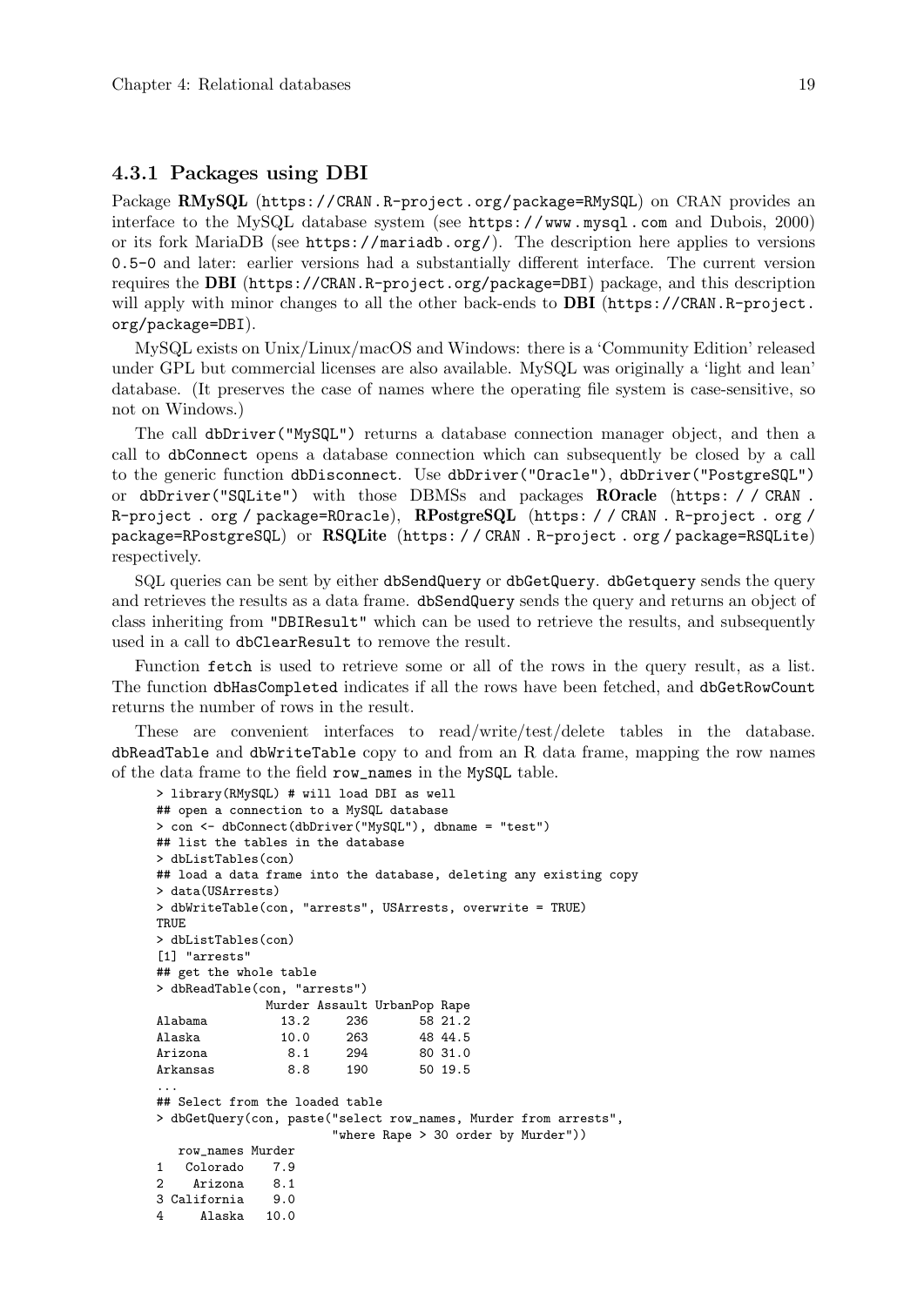### 4.3.1 Packages using DBI

Package **RMySQL** (`https://CRAN.R-project.org/package=RMySQL`) on CRAN provides an interface to the MySQL database system (see `https://www.mysql.com` and Dubois, 2000) or its fork MariaDB (see `https://mariadb.org/`). The description here applies to versions `0.5-0` and later: earlier versions had a substantially different interface. The current version requires the **DBI** (`https://CRAN.R-project.org/package=DBI`) package, and this description will apply with minor changes to all the other back-ends to **DBI** (`https://CRAN.R-project.org/package=DBI`).

MySQL exists on Unix/Linux/macOS and Windows: there is a 'Community Edition' released under GPL but commercial licenses are also available. MySQL was originally a 'light and lean' database. (It preserves the case of names where the operating file system is case-sensitive, so not on Windows.)

The call `dbDriver("MySQL")` returns a database connection manager object, and then a call to `dbConnect` opens a database connection which can subsequently be closed by a call to the generic function `dbDisconnect`. Use `dbDriver("Oracle")`, `dbDriver("PostgreSQL")` or `dbDriver("SQLite")` with those DBMSs and packages **ROracle** (`https://CRAN.R-project.org/package=ROracle`), **RPostgreSQL** (`https://CRAN.R-project.org/package=RPostgreSQL`) or **RSQLite** (`https://CRAN.R-project.org/package=RSQLite`) respectively.

SQL queries can be sent by either `dbSendQuery` or `dbGetQuery`. `dbGetquery` sends the query and retrieves the results as a data frame. `dbSendQuery` sends the query and returns an object of class inheriting from `"DBIResult"` which can be used to retrieve the results, and subsequently used in a call to `dbClearResult` to remove the result.

Function `fetch` is used to retrieve some or all of the rows in the query result, as a list. The function `dbHasCompleted` indicates if all the rows have been fetched, and `dbGetRowCount` returns the number of rows in the result.

These are convenient interfaces to read/write/test/delete tables in the database. `dbReadTable` and `dbWriteTable` copy to and from an R data frame, mapping the row names of the data frame to the field `row_names` in the `MySQL` table.

```
> library(RMySQL) # will load DBI as well
## open a connection to a MySQL database
> con <- dbConnect(dbDriver("MySQL"), dbname = "test")
## list the tables in the database
> dbListTables(con)
## load a data frame into the database, deleting any existing copy
> data(USArrests)
> dbWriteTable(con, "arrests", USArrests, overwrite = TRUE)
TRUE
> dbListTables(con)
[1] "arrests"
## get the whole table
> dbReadTable(con, "arrests")
               Murder Assault UrbanPop Rape
Alabama          13.2     236       58 21.2
Alaska           10.0     263       48 44.5
Arizona           8.1     294       80 31.0
Arkansas          8.8     190       50 19.5
...
## Select from the loaded table
> dbGetQuery(con, paste("select row_names, Murder from arrests",
                        "where Rape > 30 order by Murder"))
   row_names Murder
1   Colorado    7.9
2    Arizona    8.1
3 California    9.0
4     Alaska   10.0
```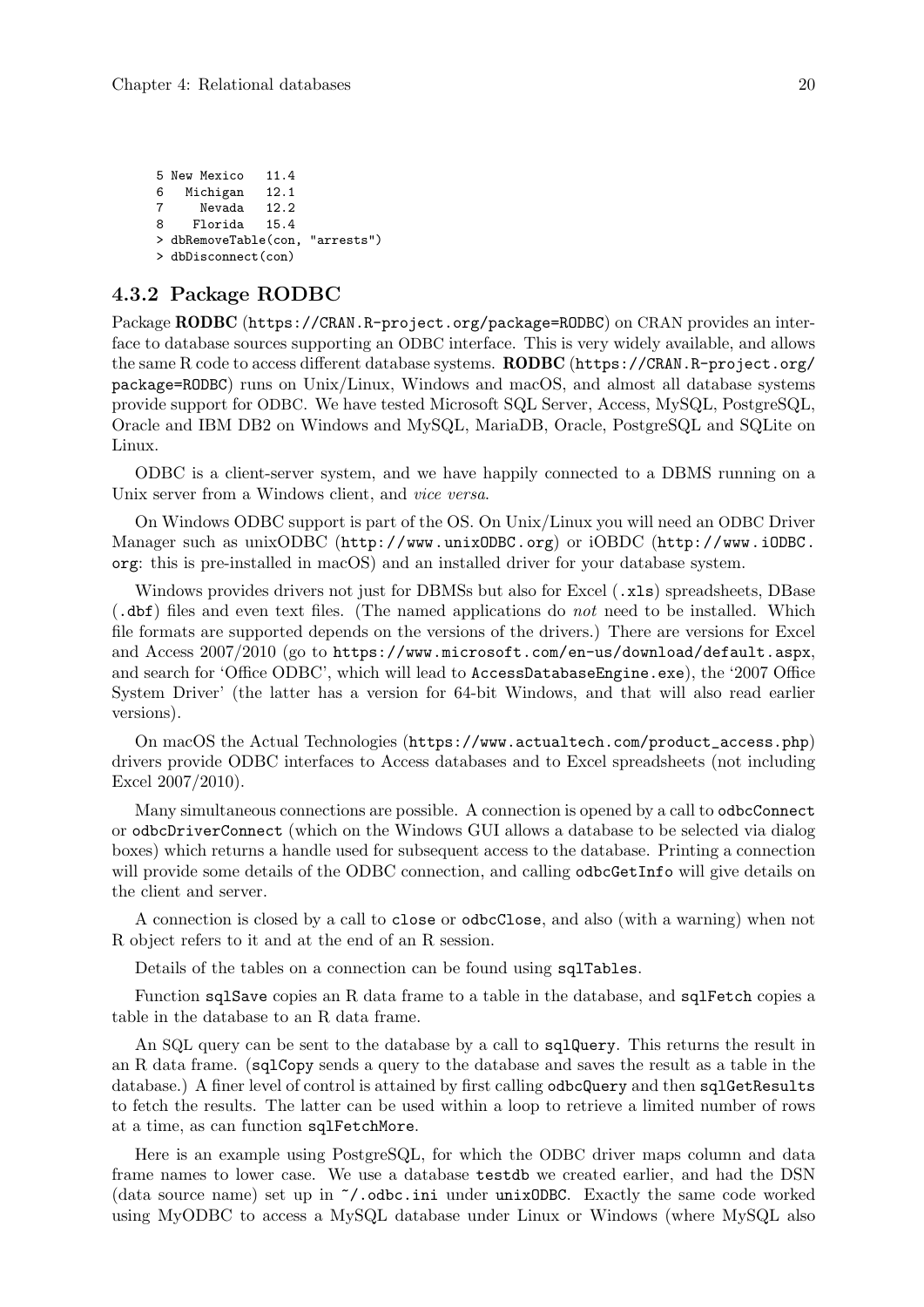```
5 New Mexico   11.4
6   Michigan   12.1
7     Nevada   12.2
8    Florida   15.4
> dbRemoveTable(con, "arrests")
> dbDisconnect(con)
```

### 4.3.2 Package RODBC

Package **RODBC** (https://CRAN.R-project.org/package=RODBC) on CRAN provides an interface to database sources supporting an ODBC interface. This is very widely available, and allows the same R code to access different database systems. **RODBC** (https://CRAN.R-project.org/package=RODBC) runs on Unix/Linux, Windows and macOS, and almost all database systems provide support for ODBC. We have tested Microsoft SQL Server, Access, MySQL, PostgreSQL, Oracle and IBM DB2 on Windows and MySQL, MariaDB, Oracle, PostgreSQL and SQLite on Linux.

ODBC is a client-server system, and we have happily connected to a DBMS running on a Unix server from a Windows client, and *vice versa*.

On Windows ODBC support is part of the OS. On Unix/Linux you will need an ODBC Driver Manager such as unixODBC (http://www.unixODBC.org) or iOBDC (http://www.iODBC.org: this is pre-installed in macOS) and an installed driver for your database system.

Windows provides drivers not just for DBMSs but also for Excel (`.xls`) spreadsheets, DBase (`.dbf`) files and even text files. (The named applications do *not* need to be installed. Which file formats are supported depends on the versions of the drivers.) There are versions for Excel and Access 2007/2010 (go to https://www.microsoft.com/en-us/download/default.aspx, and search for 'Office ODBC', which will lead to `AccessDatabaseEngine.exe`), the '2007 Office System Driver' (the latter has a version for 64-bit Windows, and that will also read earlier versions).

On macOS the Actual Technologies (https://www.actualtech.com/product_access.php) drivers provide ODBC interfaces to Access databases and to Excel spreadsheets (not including Excel 2007/2010).

Many simultaneous connections are possible. A connection is opened by a call to `odbcConnect` or `odbcDriverConnect` (which on the Windows GUI allows a database to be selected via dialog boxes) which returns a handle used for subsequent access to the database. Printing a connection will provide some details of the ODBC connection, and calling `odbcGetInfo` will give details on the client and server.

A connection is closed by a call to `close` or `odbcClose`, and also (with a warning) when not R object refers to it and at the end of an R session.

Details of the tables on a connection can be found using `sqlTables`.

Function `sqlSave` copies an R data frame to a table in the database, and `sqlFetch` copies a table in the database to an R data frame.

An SQL query can be sent to the database by a call to `sqlQuery`. This returns the result in an R data frame. (`sqlCopy` sends a query to the database and saves the result as a table in the database.) A finer level of control is attained by first calling `odbcQuery` and then `sqlGetResults` to fetch the results. The latter can be used within a loop to retrieve a limited number of rows at a time, as can function `sqlFetchMore`.

Here is an example using PostgreSQL, for which the ODBC driver maps column and data frame names to lower case. We use a database `testdb` we created earlier, and had the DSN (data source name) set up in `~/.odbc.ini` under `unixODBC`. Exactly the same code worked using MyODBC to access a MySQL database under Linux or Windows (where MySQL also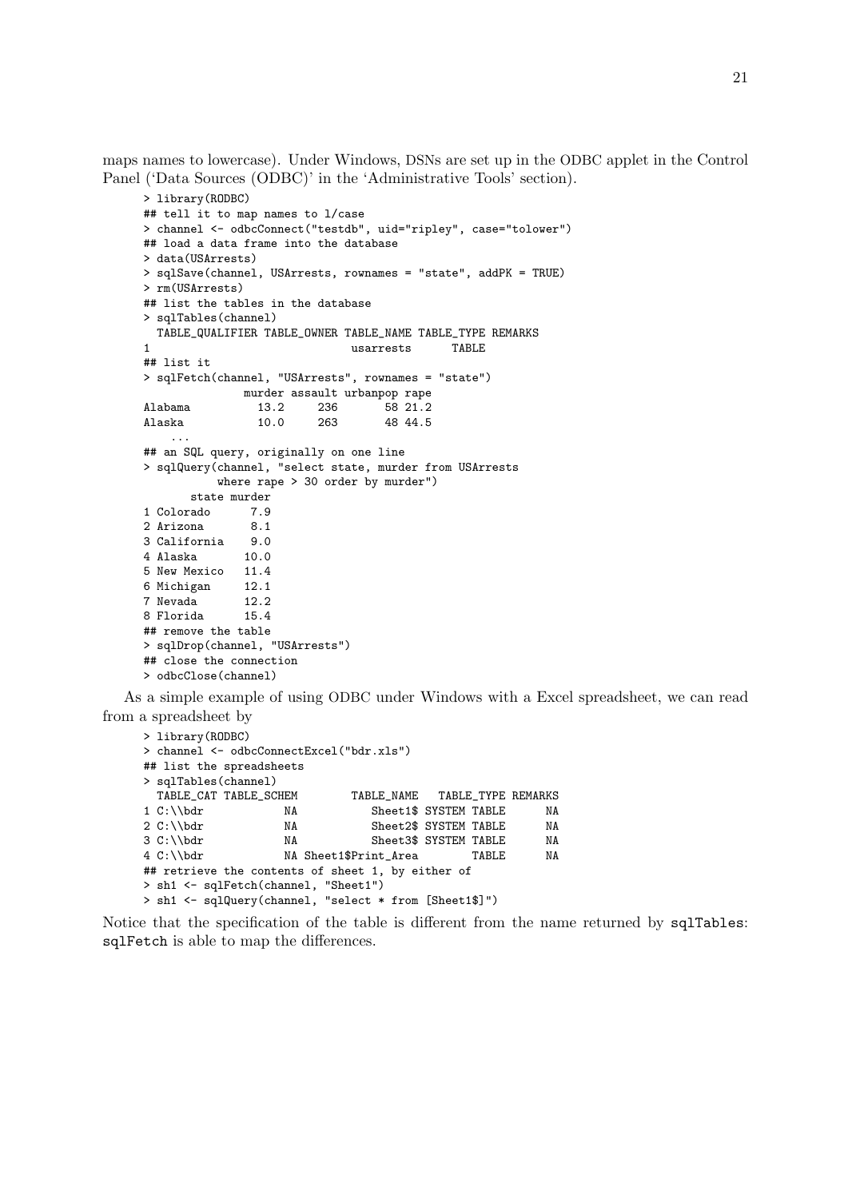maps names to lowercase). Under Windows, DSNs are set up in the ODBC applet in the Control Panel ('Data Sources (ODBC)' in the 'Administrative Tools' section).

```
> library(RODBC)
## tell it to map names to l/case
> channel <- odbcConnect("testdb", uid="ripley", case="tolower")
## load a data frame into the database
> data(USArrests)
> sqlSave(channel, USArrests, rownames = "state", addPK = TRUE)
> rm(USArrests)
## list the tables in the database
> sqlTables(channel)
  TABLE_QUALIFIER TABLE_OWNER TABLE_NAME TABLE_TYPE REMARKS
1                              usarrests      TABLE
## list it
> sqlFetch(channel, "USArrests", rownames = "state")
               murder assault urbanpop rape
Alabama          13.2     236       58 21.2
Alaska           10.0     263       48 44.5
    ...
## an SQL query, originally on one line
> sqlQuery(channel, "select state, murder from USArrests
           where rape > 30 order by murder")
       state murder
1 Colorado      7.9
2 Arizona       8.1
3 California    9.0
4 Alaska       10.0
5 New Mexico   11.4
6 Michigan     12.1
7 Nevada       12.2
8 Florida      15.4
## remove the table
> sqlDrop(channel, "USArrests")
## close the connection
> odbcClose(channel)
```

As a simple example of using ODBC under Windows with a Excel spreadsheet, we can read from a spreadsheet by

```
> library(RODBC)
> channel <- odbcConnectExcel("bdr.xls")
## list the spreadsheets
> sqlTables(channel)
  TABLE_CAT TABLE_SCHEM        TABLE_NAME   TABLE_TYPE REMARKS
1 C:\\bdr            NA           Sheet1$ SYSTEM TABLE      NA
2 C:\\bdr            NA           Sheet2$ SYSTEM TABLE      NA
3 C:\\bdr            NA           Sheet3$ SYSTEM TABLE      NA
4 C:\\bdr            NA Sheet1$Print_Area        TABLE      NA
## retrieve the contents of sheet 1, by either of
> sh1 <- sqlFetch(channel, "Sheet1")
> sh1 <- sqlQuery(channel, "select * from [Sheet1$]")
```

Notice that the specification of the table is different from the name returned by `sqlTables`: `sqlFetch` is able to map the differences.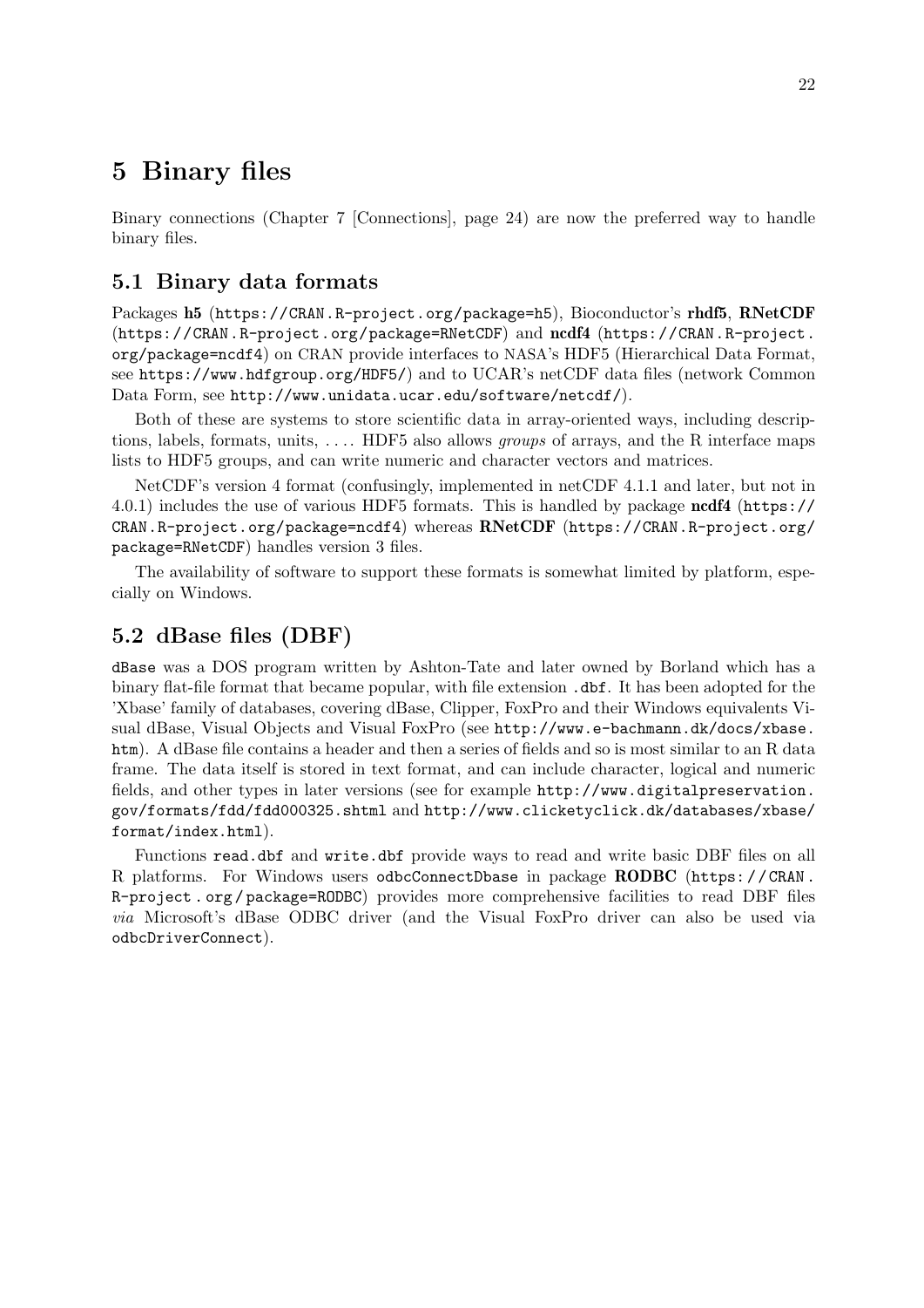# 5 Binary files

Binary connections (Chapter 7 [Connections], page 24) are now the preferred way to handle binary files.

## 5.1 Binary data formats

Packages **h5** (`https://CRAN.R-project.org/package=h5`), Bioconductor's **rhdf5**, **RNetCDF** (`https://CRAN.R-project.org/package=RNetCDF`) and **ncdf4** (`https://CRAN.R-project.org/package=ncdf4`) on CRAN provide interfaces to NASA's HDF5 (Hierarchical Data Format, see `https://www.hdfgroup.org/HDF5/`) and to UCAR's netCDF data files (network Common Data Form, see `http://www.unidata.ucar.edu/software/netcdf/`).

Both of these are systems to store scientific data in array-oriented ways, including descriptions, labels, formats, units, .... HDF5 also allows *groups* of arrays, and the R interface maps lists to HDF5 groups, and can write numeric and character vectors and matrices.

NetCDF's version 4 format (confusingly, implemented in netCDF 4.1.1 and later, but not in 4.0.1) includes the use of various HDF5 formats. This is handled by package **ncdf4** (`https://CRAN.R-project.org/package=ncdf4`) whereas **RNetCDF** (`https://CRAN.R-project.org/package=RNetCDF`) handles version 3 files.

The availability of software to support these formats is somewhat limited by platform, especially on Windows.

## 5.2 dBase files (DBF)

`dBase` was a DOS program written by Ashton-Tate and later owned by Borland which has a binary flat-file format that became popular, with file extension `.dbf`. It has been adopted for the 'Xbase' family of databases, covering dBase, Clipper, FoxPro and their Windows equivalents Visual dBase, Visual Objects and Visual FoxPro (see `http://www.e-bachmann.dk/docs/xbase.htm`). A dBase file contains a header and then a series of fields and so is most similar to an R data frame. The data itself is stored in text format, and can include character, logical and numeric fields, and other types in later versions (see for example `http://www.digitalpreservation.gov/formats/fdd/fdd000325.shtml` and `http://www.clicketyclick.dk/databases/xbase/format/index.html`).

Functions `read.dbf` and `write.dbf` provide ways to read and write basic DBF files on all R platforms. For Windows users `odbcConnectDbase` in package **RODBC** (`https://CRAN.R-project.org/package=RODBC`) provides more comprehensive facilities to read DBF files *via* Microsoft's dBase ODBC driver (and the Visual FoxPro driver can also be used via `odbcDriverConnect`).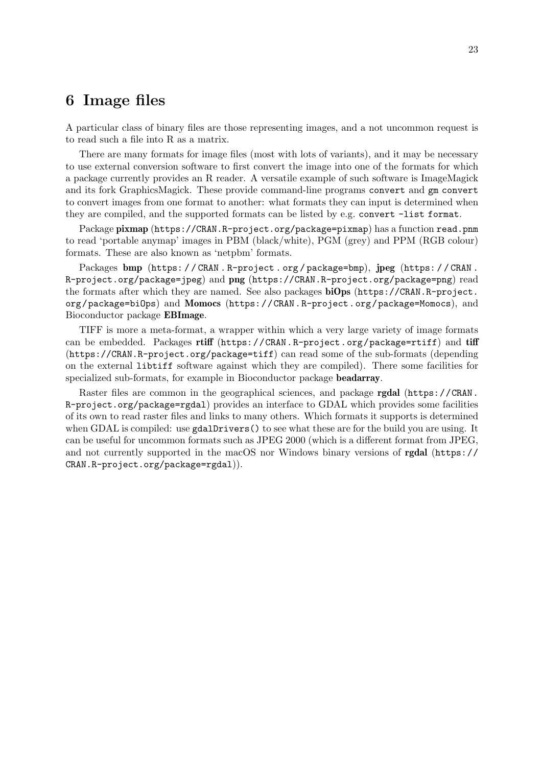# 6 Image files

A particular class of binary files are those representing images, and a not uncommon request is to read such a file into R as a matrix.

There are many formats for image files (most with lots of variants), and it may be necessary to use external conversion software to first convert the image into one of the formats for which a package currently provides an R reader. A versatile example of such software is ImageMagick and its fork GraphicsMagick. These provide command-line programs `convert` and `gm convert` to convert images from one format to another: what formats they can input is determined when they are compiled, and the supported formats can be listed by e.g. `convert -list format`.

Package **pixmap** (`https://CRAN.R-project.org/package=pixmap`) has a function `read.pnm` to read 'portable anymap' images in PBM (black/white), PGM (grey) and PPM (RGB colour) formats. These are also known as 'netpbm' formats.

Packages **bmp** (`https://CRAN.R-project.org/package=bmp`), **jpeg** (`https://CRAN.R-project.org/package=jpeg`) and **png** (`https://CRAN.R-project.org/package=png`) read the formats after which they are named. See also packages **biOps** (`https://CRAN.R-project.org/package=biOps`) and **Momocs** (`https://CRAN.R-project.org/package=Momocs`), and Bioconductor package **EBImage**.

TIFF is more a meta-format, a wrapper within which a very large variety of image formats can be embedded. Packages **rtiff** (`https://CRAN.R-project.org/package=rtiff`) and **tiff** (`https://CRAN.R-project.org/package=tiff`) can read some of the sub-formats (depending on the external `libtiff` software against which they are compiled). There some facilities for specialized sub-formats, for example in Bioconductor package **beadarray**.

Raster files are common in the geographical sciences, and package **rgdal** (`https://CRAN.R-project.org/package=rgdal`) provides an interface to GDAL which provides some facilities of its own to read raster files and links to many others. Which formats it supports is determined when GDAL is compiled: use `gdalDrivers()` to see what these are for the build you are using. It can be useful for uncommon formats such as JPEG 2000 (which is a different format from JPEG, and not currently supported in the macOS nor Windows binary versions of **rgdal** (`https://CRAN.R-project.org/package=rgdal`)).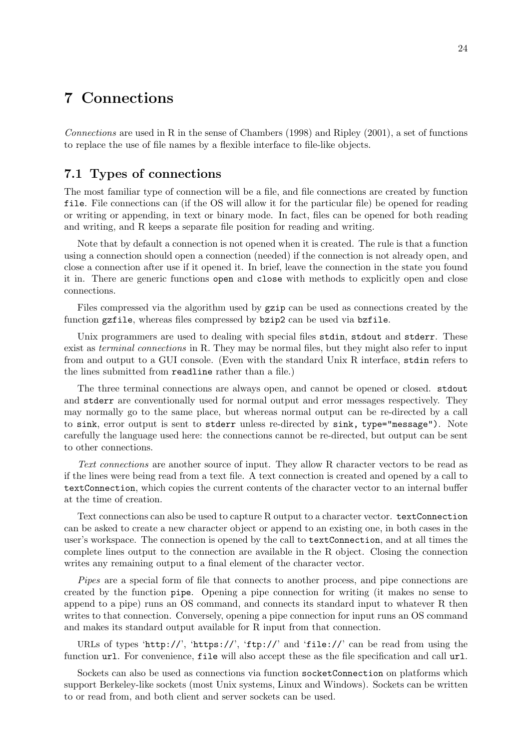# 7 Connections

*Connections* are used in R in the sense of Chambers (1998) and Ripley (2001), a set of functions to replace the use of file names by a flexible interface to file-like objects.

## 7.1 Types of connections

The most familiar type of connection will be a file, and file connections are created by function `file`. File connections can (if the OS will allow it for the particular file) be opened for reading or writing or appending, in text or binary mode. In fact, files can be opened for both reading and writing, and R keeps a separate file position for reading and writing.

Note that by default a connection is not opened when it is created. The rule is that a function using a connection should open a connection (needed) if the connection is not already open, and close a connection after use if it opened it. In brief, leave the connection in the state you found it in. There are generic functions `open` and `close` with methods to explicitly open and close connections.

Files compressed via the algorithm used by `gzip` can be used as connections created by the function `gzfile`, whereas files compressed by `bzip2` can be used via `bzfile`.

Unix programmers are used to dealing with special files `stdin`, `stdout` and `stderr`. These exist as *terminal connections* in R. They may be normal files, but they might also refer to input from and output to a GUI console. (Even with the standard Unix R interface, `stdin` refers to the lines submitted from `readline` rather than a file.)

The three terminal connections are always open, and cannot be opened or closed. `stdout` and `stderr` are conventionally used for normal output and error messages respectively. They may normally go to the same place, but whereas normal output can be re-directed by a call to `sink`, error output is sent to `stderr` unless re-directed by `sink, type="message")`. Note carefully the language used here: the connections cannot be re-directed, but output can be sent to other connections.

*Text connections* are another source of input. They allow R character vectors to be read as if the lines were being read from a text file. A text connection is created and opened by a call to `textConnection`, which copies the current contents of the character vector to an internal buffer at the time of creation.

Text connections can also be used to capture R output to a character vector. `textConnection` can be asked to create a new character object or append to an existing one, in both cases in the user's workspace. The connection is opened by the call to `textConnection`, and at all times the complete lines output to the connection are available in the R object. Closing the connection writes any remaining output to a final element of the character vector.

*Pipes* are a special form of file that connects to another process, and pipe connections are created by the function `pipe`. Opening a pipe connection for writing (it makes no sense to append to a pipe) runs an OS command, and connects its standard input to whatever R then writes to that connection. Conversely, opening a pipe connection for input runs an OS command and makes its standard output available for R input from that connection.

URLs of types '`http://`', '`https://`', '`ftp://`' and '`file://`' can be read from using the function `url`. For convenience, `file` will also accept these as the file specification and call `url`.

Sockets can also be used as connections via function `socketConnection` on platforms which support Berkeley-like sockets (most Unix systems, Linux and Windows). Sockets can be written to or read from, and both client and server sockets can be used.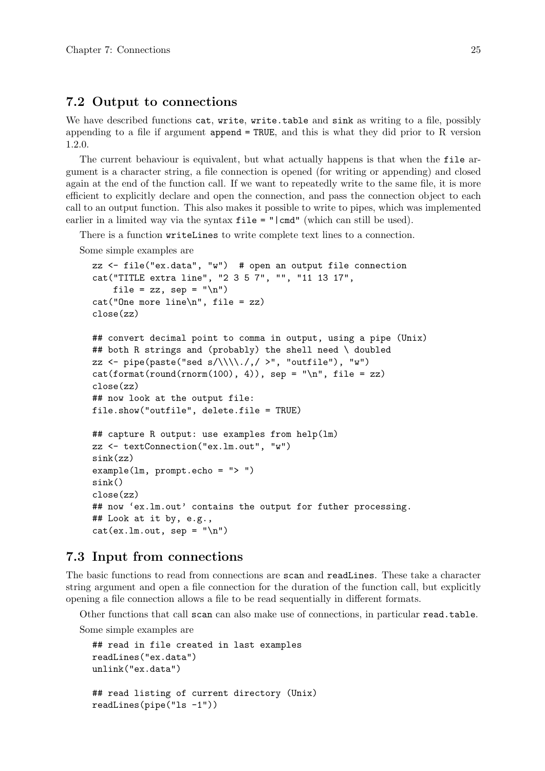## 7.2 Output to connections

We have described functions `cat`, `write`, `write.table` and `sink` as writing to a file, possibly appending to a file if argument `append = TRUE`, and this is what they did prior to R version 1.2.0.

The current behaviour is equivalent, but what actually happens is that when the `file` argument is a character string, a file connection is opened (for writing or appending) and closed again at the end of the function call. If we want to repeatedly write to the same file, it is more efficient to explicitly declare and open the connection, and pass the connection object to each call to an output function. This also makes it possible to write to pipes, which was implemented earlier in a limited way via the syntax `file = "|cmd"` (which can still be used).

There is a function `writeLines` to write complete text lines to a connection.

Some simple examples are

```
zz <- file("ex.data", "w")  # open an output file connection
cat("TITLE extra line", "2 3 5 7", "", "11 13 17",
    file = zz, sep = "\n")
cat("One more line\n", file = zz)
close(zz)

## convert decimal point to comma in output, using a pipe (Unix)
## both R strings and (probably) the shell need \ doubled
zz <- pipe(paste("sed s/\\\\./,/ >", "outfile"), "w")
cat(format(round(rnorm(100), 4)), sep = "\n", file = zz)
close(zz)
## now look at the output file:
file.show("outfile", delete.file = TRUE)

## capture R output: use examples from help(lm)
zz <- textConnection("ex.lm.out", "w")
sink(zz)
example(lm, prompt.echo = "> ")
sink()
close(zz)
## now ‘ex.lm.out’ contains the output for futher processing.
## Look at it by, e.g.,
cat(ex.lm.out, sep = "\n")
```

## 7.3 Input from connections

The basic functions to read from connections are `scan` and `readLines`. These take a character string argument and open a file connection for the duration of the function call, but explicitly opening a file connection allows a file to be read sequentially in different formats.

Other functions that call `scan` can also make use of connections, in particular `read.table`.

Some simple examples are

```
## read in file created in last examples
readLines("ex.data")
unlink("ex.data")

## read listing of current directory (Unix)
readLines(pipe("ls -1"))
```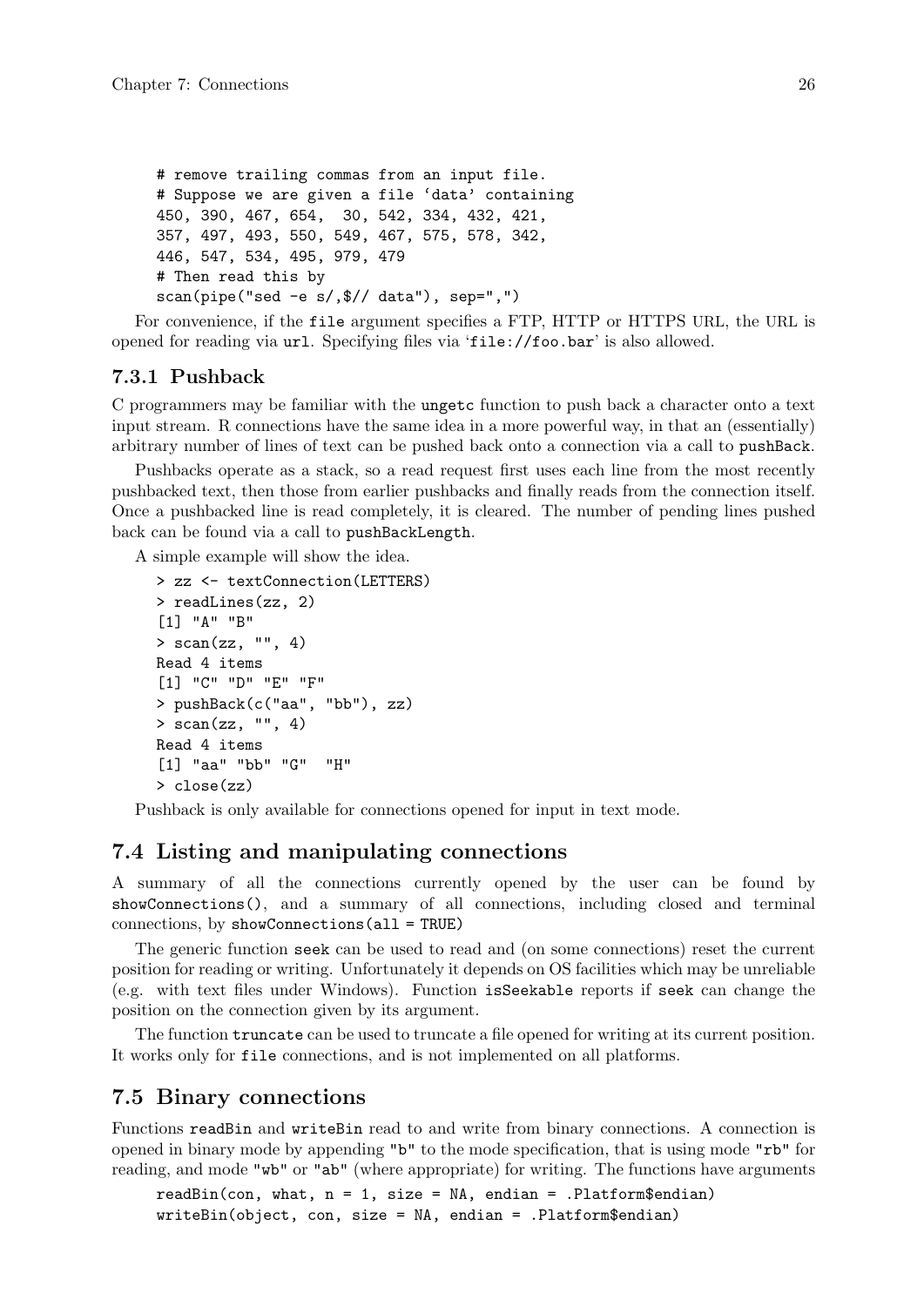```
# remove trailing commas from an input file.
# Suppose we are given a file ‘data’ containing
450, 390, 467, 654,  30, 542, 334, 432, 421,
357, 497, 493, 550, 549, 467, 575, 578, 342,
446, 547, 534, 495, 979, 479
# Then read this by
scan(pipe("sed -e s/,$// data"), sep=",")
```

For convenience, if the `file` argument specifies a FTP, HTTP or HTTPS URL, the URL is opened for reading via `url`. Specifying files via ‘`file://foo.bar`’ is also allowed.

### 7.3.1 Pushback

C programmers may be familiar with the `ungetc` function to push back a character onto a text input stream. R connections have the same idea in a more powerful way, in that an (essentially) arbitrary number of lines of text can be pushed back onto a connection via a call to `pushBack`.

Pushbacks operate as a stack, so a read request first uses each line from the most recently pushbacked text, then those from earlier pushbacks and finally reads from the connection itself. Once a pushbacked line is read completely, it is cleared. The number of pending lines pushed back can be found via a call to `pushBackLength`.

A simple example will show the idea.

```
> zz <- textConnection(LETTERS)
> readLines(zz, 2)
[1] "A" "B"
> scan(zz, "", 4)
Read 4 items
[1] "C" "D" "E" "F"
> pushBack(c("aa", "bb"), zz)
> scan(zz, "", 4)
Read 4 items
[1] "aa" "bb" "G"  "H"
> close(zz)
```

Pushback is only available for connections opened for input in text mode.

## 7.4 Listing and manipulating connections

A summary of all the connections currently opened by the user can be found by `showConnections()`, and a summary of all connections, including closed and terminal connections, by `showConnections(all = TRUE)`

The generic function `seek` can be used to read and (on some connections) reset the current position for reading or writing. Unfortunately it depends on OS facilities which may be unreliable (e.g. with text files under Windows). Function `isSeekable` reports if `seek` can change the position on the connection given by its argument.

The function `truncate` can be used to truncate a file opened for writing at its current position. It works only for `file` connections, and is not implemented on all platforms.

## 7.5 Binary connections

Functions `readBin` and `writeBin` read to and write from binary connections. A connection is opened in binary mode by appending `"b"` to the mode specification, that is using mode `"rb"` for reading, and mode `"wb"` or `"ab"` (where appropriate) for writing. The functions have arguments

```
readBin(con, what, n = 1, size = NA, endian = .Platform$endian)
writeBin(object, con, size = NA, endian = .Platform$endian)
```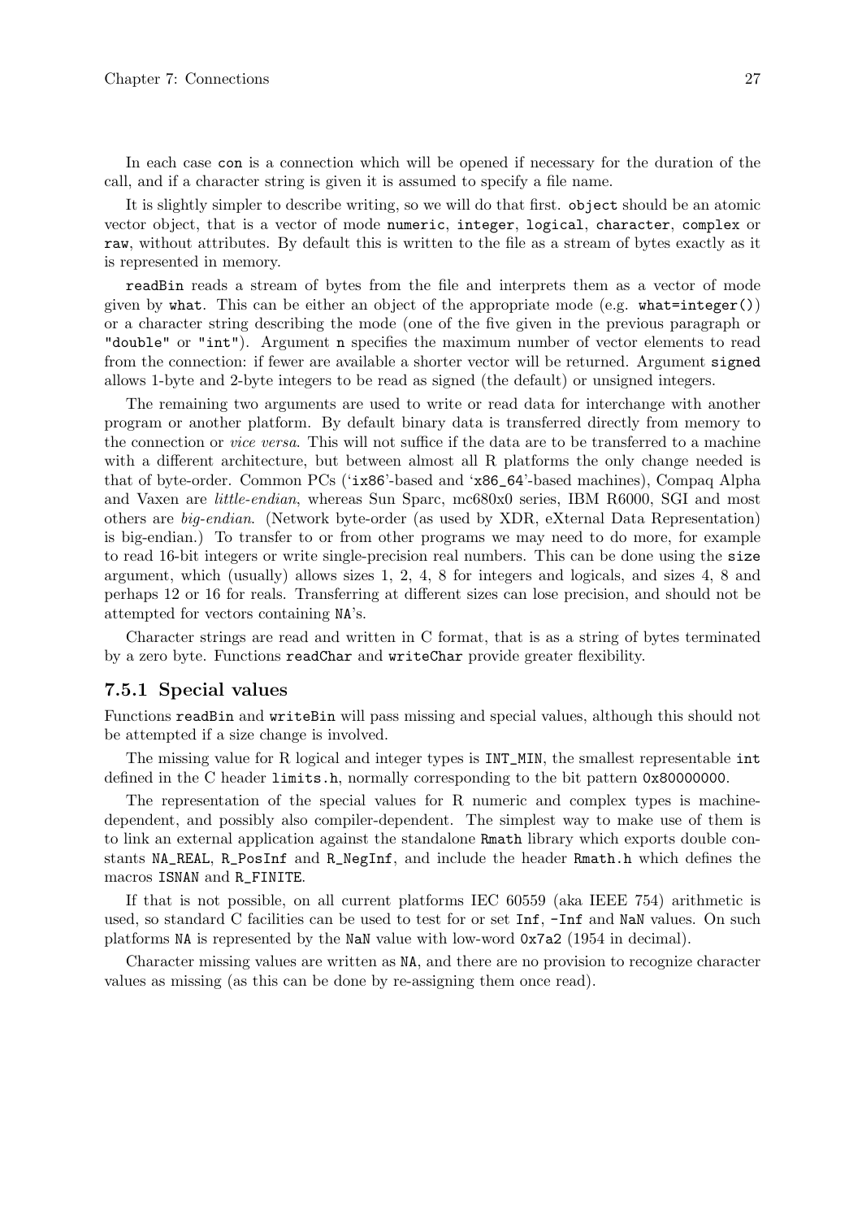In each case `con` is a connection which will be opened if necessary for the duration of the call, and if a character string is given it is assumed to specify a file name.

It is slightly simpler to describe writing, so we will do that first. `object` should be an atomic vector object, that is a vector of mode `numeric`, `integer`, `logical`, `character`, `complex` or `raw`, without attributes. By default this is written to the file as a stream of bytes exactly as it is represented in memory.

`readBin` reads a stream of bytes from the file and interprets them as a vector of mode given by `what`. This can be either an object of the appropriate mode (e.g. `what=integer()`) or a character string describing the mode (one of the five given in the previous paragraph or `"double"` or `"int"`). Argument `n` specifies the maximum number of vector elements to read from the connection: if fewer are available a shorter vector will be returned. Argument `signed` allows 1-byte and 2-byte integers to be read as signed (the default) or unsigned integers.

The remaining two arguments are used to write or read data for interchange with another program or another platform. By default binary data is transferred directly from memory to the connection or *vice versa*. This will not suffice if the data are to be transferred to a machine with a different architecture, but between almost all R platforms the only change needed is that of byte-order. Common PCs ('`ix86`'-based and '`x86_64`'-based machines), Compaq Alpha and Vaxen are *little-endian*, whereas Sun Sparc, mc680x0 series, IBM R6000, SGI and most others are *big-endian*. (Network byte-order (as used by XDR, eXternal Data Representation) is big-endian.) To transfer to or from other programs we may need to do more, for example to read 16-bit integers or write single-precision real numbers. This can be done using the `size` argument, which (usually) allows sizes 1, 2, 4, 8 for integers and logicals, and sizes 4, 8 and perhaps 12 or 16 for reals. Transferring at different sizes can lose precision, and should not be attempted for vectors containing `NA`'s.

Character strings are read and written in C format, that is as a string of bytes terminated by a zero byte. Functions `readChar` and `writeChar` provide greater flexibility.

### 7.5.1 Special values

Functions `readBin` and `writeBin` will pass missing and special values, although this should not be attempted if a size change is involved.

The missing value for R logical and integer types is `INT_MIN`, the smallest representable `int` defined in the C header `limits.h`, normally corresponding to the bit pattern `0x80000000`.

The representation of the special values for R numeric and complex types is machine-dependent, and possibly also compiler-dependent. The simplest way to make use of them is to link an external application against the standalone `Rmath` library which exports double constants `NA_REAL`, `R_PosInf` and `R_NegInf`, and include the header `Rmath.h` which defines the macros `ISNAN` and `R_FINITE`.

If that is not possible, on all current platforms IEC 60559 (aka IEEE 754) arithmetic is used, so standard C facilities can be used to test for or set `Inf`, `-Inf` and `NaN` values. On such platforms `NA` is represented by the `NaN` value with low-word `0x7a2` (1954 in decimal).

Character missing values are written as `NA`, and there are no provision to recognize character values as missing (as this can be done by re-assigning them once read).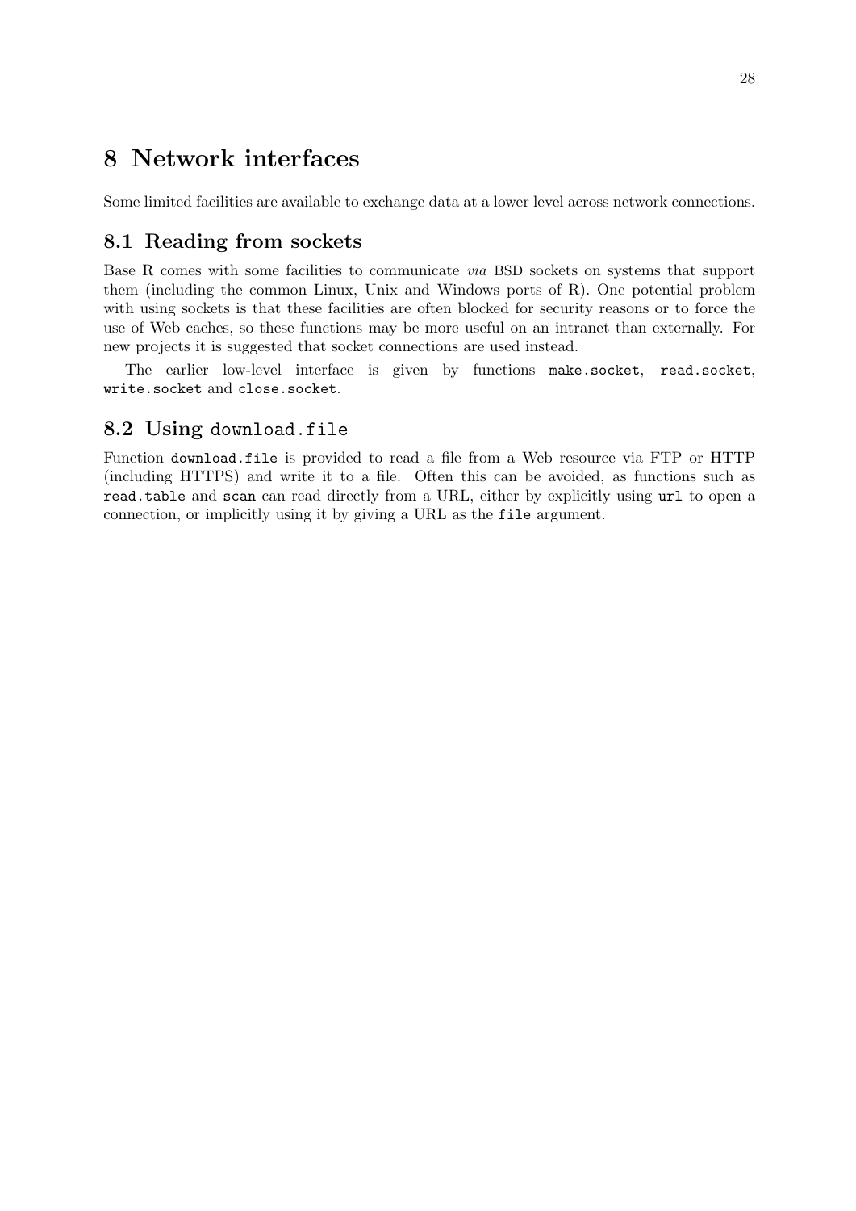# 8 Network interfaces

Some limited facilities are available to exchange data at a lower level across network connections.

## 8.1 Reading from sockets

Base R comes with some facilities to communicate *via* BSD sockets on systems that support them (including the common Linux, Unix and Windows ports of R). One potential problem with using sockets is that these facilities are often blocked for security reasons or to force the use of Web caches, so these functions may be more useful on an intranet than externally. For new projects it is suggested that socket connections are used instead.

The earlier low-level interface is given by functions `make.socket`, `read.socket`, `write.socket` and `close.socket`.

## 8.2 Using `download.file`

Function `download.file` is provided to read a file from a Web resource via FTP or HTTP (including HTTPS) and write it to a file. Often this can be avoided, as functions such as `read.table` and `scan` can read directly from a URL, either by explicitly using `url` to open a connection, or implicitly using it by giving a URL as the `file` argument.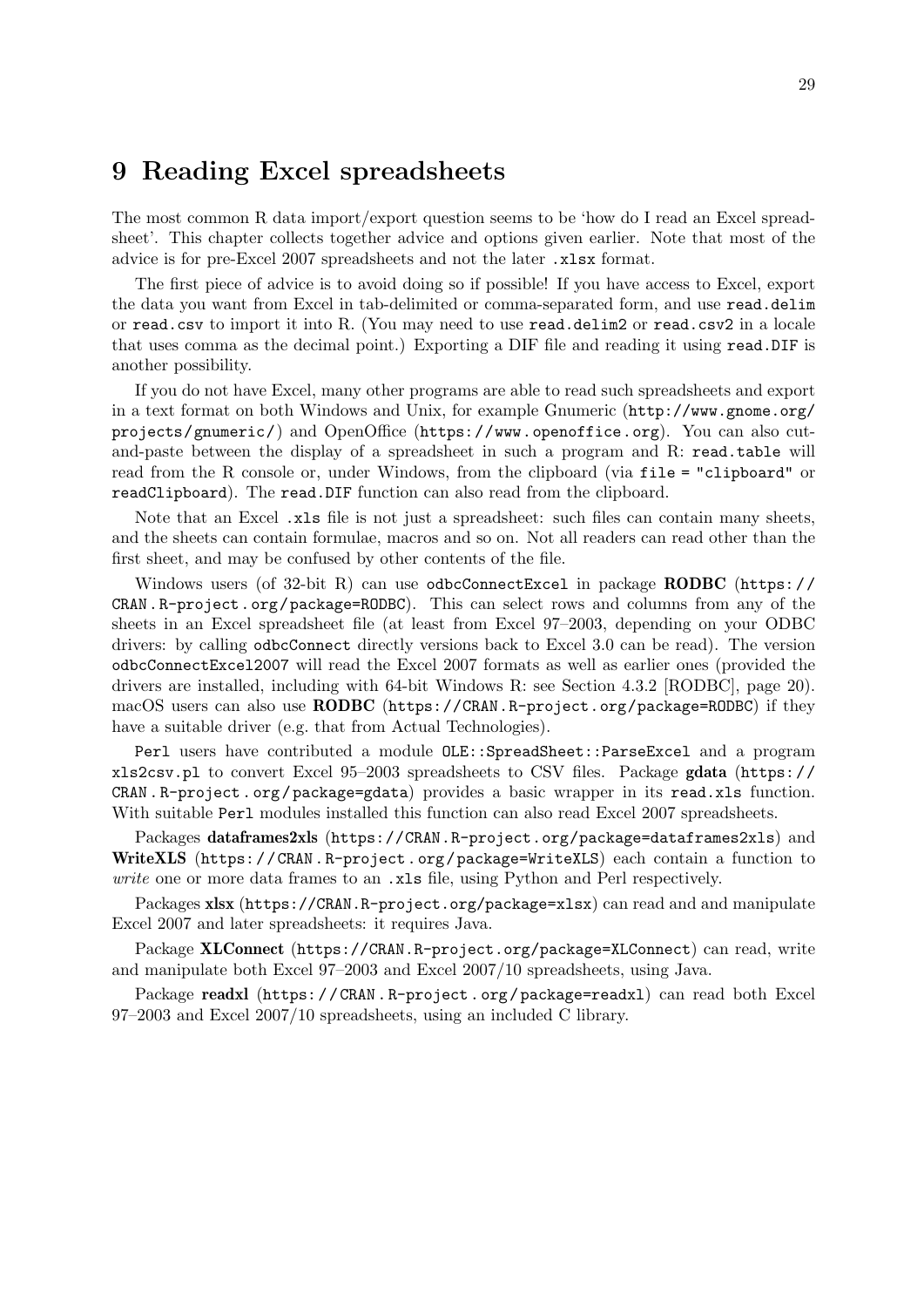# 9 Reading Excel spreadsheets

The most common R data import/export question seems to be 'how do I read an Excel spreadsheet'. This chapter collects together advice and options given earlier. Note that most of the advice is for pre-Excel 2007 spreadsheets and not the later `.xlsx` format.

The first piece of advice is to avoid doing so if possible! If you have access to Excel, export the data you want from Excel in tab-delimited or comma-separated form, and use `read.delim` or `read.csv` to import it into R. (You may need to use `read.delim2` or `read.csv2` in a locale that uses comma as the decimal point.) Exporting a DIF file and reading it using `read.DIF` is another possibility.

If you do not have Excel, many other programs are able to read such spreadsheets and export in a text format on both Windows and Unix, for example Gnumeric (`http://www.gnome.org/projects/gnumeric/`) and OpenOffice (`https://www.openoffice.org`). You can also cut-and-paste between the display of a spreadsheet in such a program and R: `read.table` will read from the R console or, under Windows, from the clipboard (via `file = "clipboard"` or `readClipboard`). The `read.DIF` function can also read from the clipboard.

Note that an Excel `.xls` file is not just a spreadsheet: such files can contain many sheets, and the sheets can contain formulae, macros and so on. Not all readers can read other than the first sheet, and may be confused by other contents of the file.

Windows users (of 32-bit R) can use `odbcConnectExcel` in package **RODBC** (`https://CRAN.R-project.org/package=RODBC`). This can select rows and columns from any of the sheets in an Excel spreadsheet file (at least from Excel 97–2003, depending on your ODBC drivers: by calling `odbcConnect` directly versions back to Excel 3.0 can be read). The version `odbcConnectExcel2007` will read the Excel 2007 formats as well as earlier ones (provided the drivers are installed, including with 64-bit Windows R: see Section 4.3.2 [RODBC], page 20). macOS users can also use **RODBC** (`https://CRAN.R-project.org/package=RODBC`) if they have a suitable driver (e.g. that from Actual Technologies).

`Perl` users have contributed a module `OLE::SpreadSheet::ParseExcel` and a program `xls2csv.pl` to convert Excel 95–2003 spreadsheets to CSV files. Package **gdata** (`https://CRAN.R-project.org/package=gdata`) provides a basic wrapper in its `read.xls` function. With suitable `Perl` modules installed this function can also read Excel 2007 spreadsheets.

Packages **dataframes2xls** (`https://CRAN.R-project.org/package=dataframes2xls`) and **WriteXLS** (`https://CRAN.R-project.org/package=WriteXLS`) each contain a function to *write* one or more data frames to an `.xls` file, using Python and Perl respectively.

Packages **xlsx** (`https://CRAN.R-project.org/package=xlsx`) can read and and manipulate Excel 2007 and later spreadsheets: it requires Java.

Package **XLConnect** (`https://CRAN.R-project.org/package=XLConnect`) can read, write and manipulate both Excel 97–2003 and Excel 2007/10 spreadsheets, using Java.

Package **readxl** (`https://CRAN.R-project.org/package=readxl`) can read both Excel 97–2003 and Excel 2007/10 spreadsheets, using an included C library.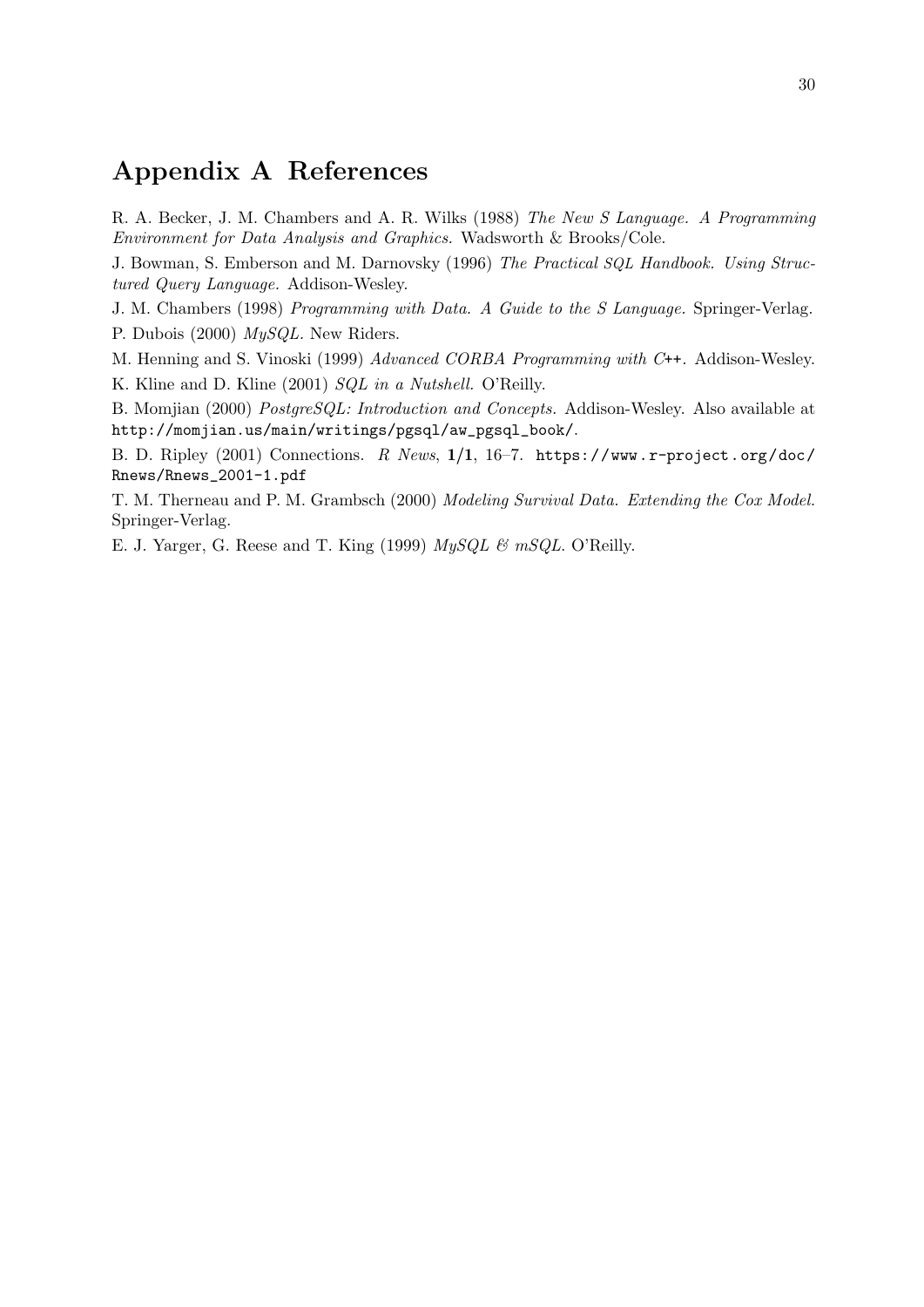# Appendix A References

R. A. Becker, J. M. Chambers and A. R. Wilks (1988) *The New S Language. A Programming Environment for Data Analysis and Graphics.* Wadsworth & Brooks/Cole.

J. Bowman, S. Emberson and M. Darnovsky (1996) *The Practical SQL Handbook. Using Structured Query Language.* Addison-Wesley.

J. M. Chambers (1998) *Programming with Data. A Guide to the S Language.* Springer-Verlag.

P. Dubois (2000) *MySQL*. New Riders.

M. Henning and S. Vinoski (1999) *Advanced CORBA Programming with C++.* Addison-Wesley.

K. Kline and D. Kline (2001) *SQL in a Nutshell.* O'Reilly.

B. Momjian (2000) *PostgreSQL: Introduction and Concepts.* Addison-Wesley. Also available at `http://momjian.us/main/writings/pgsql/aw_pgsql_book/`.

B. D. Ripley (2001) Connections. *R News*, **1/1**, 16–7. `https://www.r-project.org/doc/Rnews/Rnews_2001-1.pdf`

T. M. Therneau and P. M. Grambsch (2000) *Modeling Survival Data. Extending the Cox Model.* Springer-Verlag.

E. J. Yarger, G. Reese and T. King (1999) *MySQL & mSQL.* O'Reilly.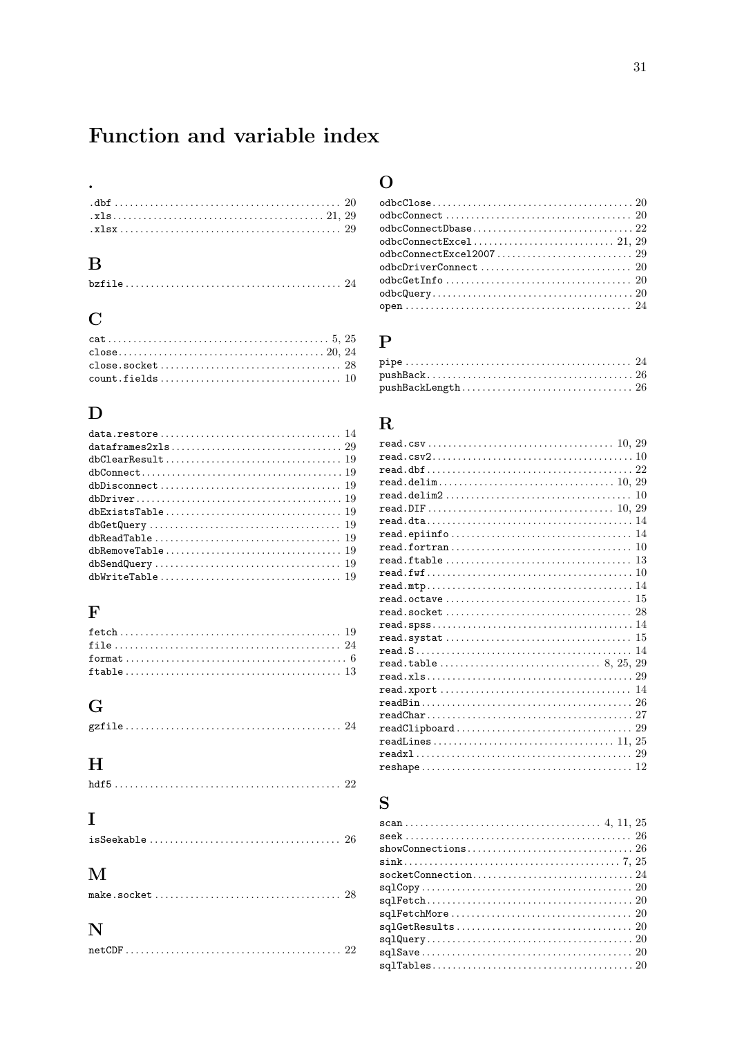# Function and variable index

## .

- .dbf ... 20
- .xls ... 21, 29
- .xlsx ... 29

## B

- bzfile ... 24

## C

- cat ... 5, 25
- close ... 20, 24
- close.socket ... 28
- count.fields ... 10

## D

- data.restore ... 14
- dataframes2xls ... 29
- dbClearResult ... 19
- dbConnect ... 19
- dbDisconnect ... 19
- dbDriver ... 19
- dbExistsTable ... 19
- dbGetQuery ... 19
- dbReadTable ... 19
- dbRemoveTable ... 19
- dbSendQuery ... 19
- dbWriteTable ... 19

## F

- fetch ... 19
- file ... 24
- format ... 6
- ftable ... 13

## G

- gzfile ... 24

## H

- hdf5 ... 22

## I

- isSeekable ... 26

## M

- make.socket ... 28

## N

- netCDF ... 22

## O

- odbcClose ... 20
- odbcConnect ... 20
- odbcConnectDbase ... 22
- odbcConnectExcel ... 21, 29
- odbcConnectExcel2007 ... 29
- odbcDriverConnect ... 20
- odbcGetInfo ... 20
- odbcQuery ... 20
- open ... 24

## P

- pipe ... 24
- pushBack ... 26
- pushBackLength ... 26

## R

- read.csv ... 10, 29
- read.csv2 ... 10
- read.dbf ... 22
- read.delim ... 10, 29
- read.delim2 ... 10
- read.DIF ... 10, 29
- read.dta ... 14
- read.epiinfo ... 14
- read.fortran ... 10
- read.ftable ... 13
- read.fwf ... 10
- read.mtp ... 14
- read.octave ... 15
- read.socket ... 28
- read.spss ... 14
- read.systat ... 15
- read.S ... 14
- read.table ... 8, 25, 29
- read.xls ... 29
- read.xport ... 14
- readBin ... 26
- readChar ... 27
- readClipboard ... 29
- readLines ... 11, 25
- readxl ... 29
- reshape ... 12

## S

- scan ... 4, 11, 25
- seek ... 26
- showConnections ... 26
- sink ... 7, 25
- socketConnection ... 24
- sqlCopy ... 20
- sqlFetch ... 20
- sqlFetchMore ... 20
- sqlGetResults ... 20
- sqlQuery ... 20
- sqlSave ... 20
- sqlTables ... 20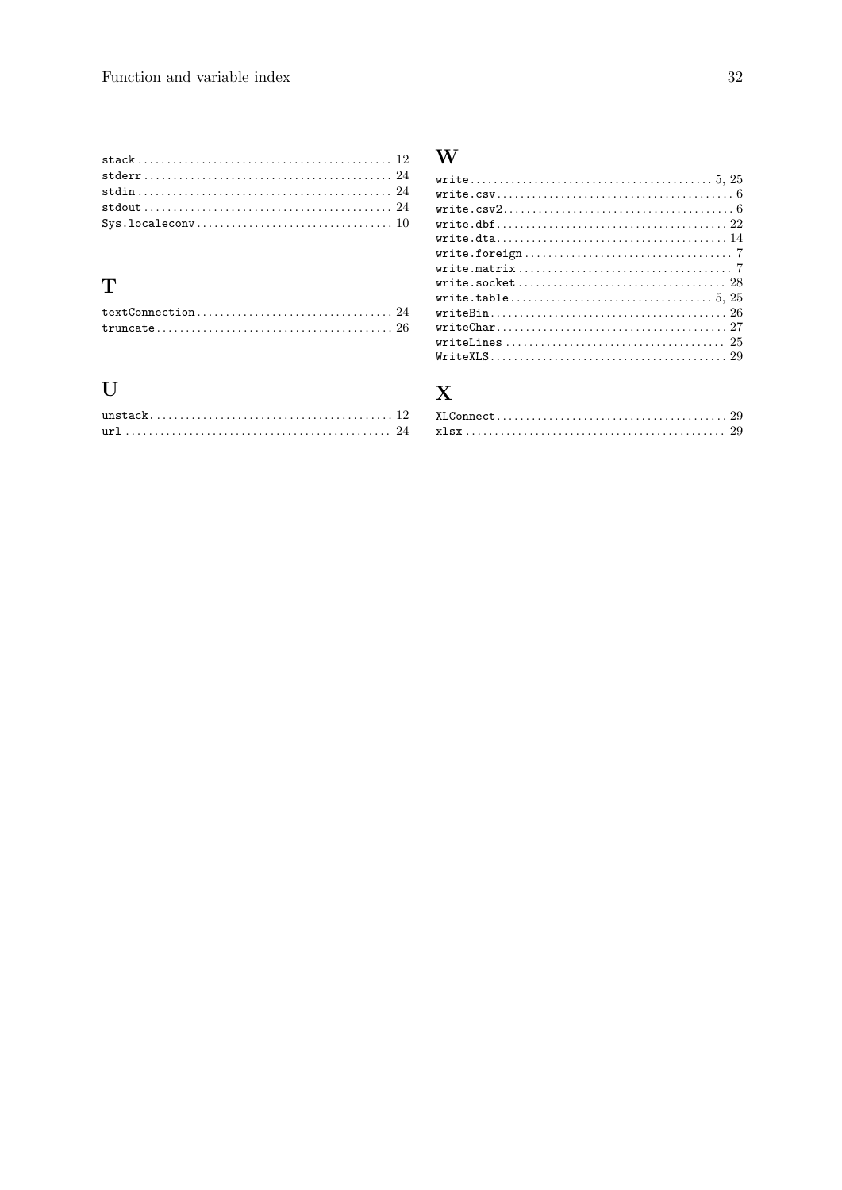stack ........................................... 12
stderr .......................................... 24
stdin ........................................... 24
stdout .......................................... 24
Sys.localeconv .................................. 10

## T

textConnection .................................. 24
truncate ........................................ 26

## U

unstack ......................................... 12
url ............................................. 24

## W

write ........................................ 5, 25
write.csv ........................................ 6
write.csv2 ....................................... 6
write.dbf ....................................... 22
write.dta ....................................... 14
write.foreign .................................... 7
write.matrix ..................................... 7
write.socket .................................... 28
write.table .................................. 5, 25
writeBin ........................................ 26
writeChar ....................................... 27
writeLines ...................................... 25
WriteXLS ........................................ 29

## X

XLConnect ....................................... 29
xlsx ............................................ 29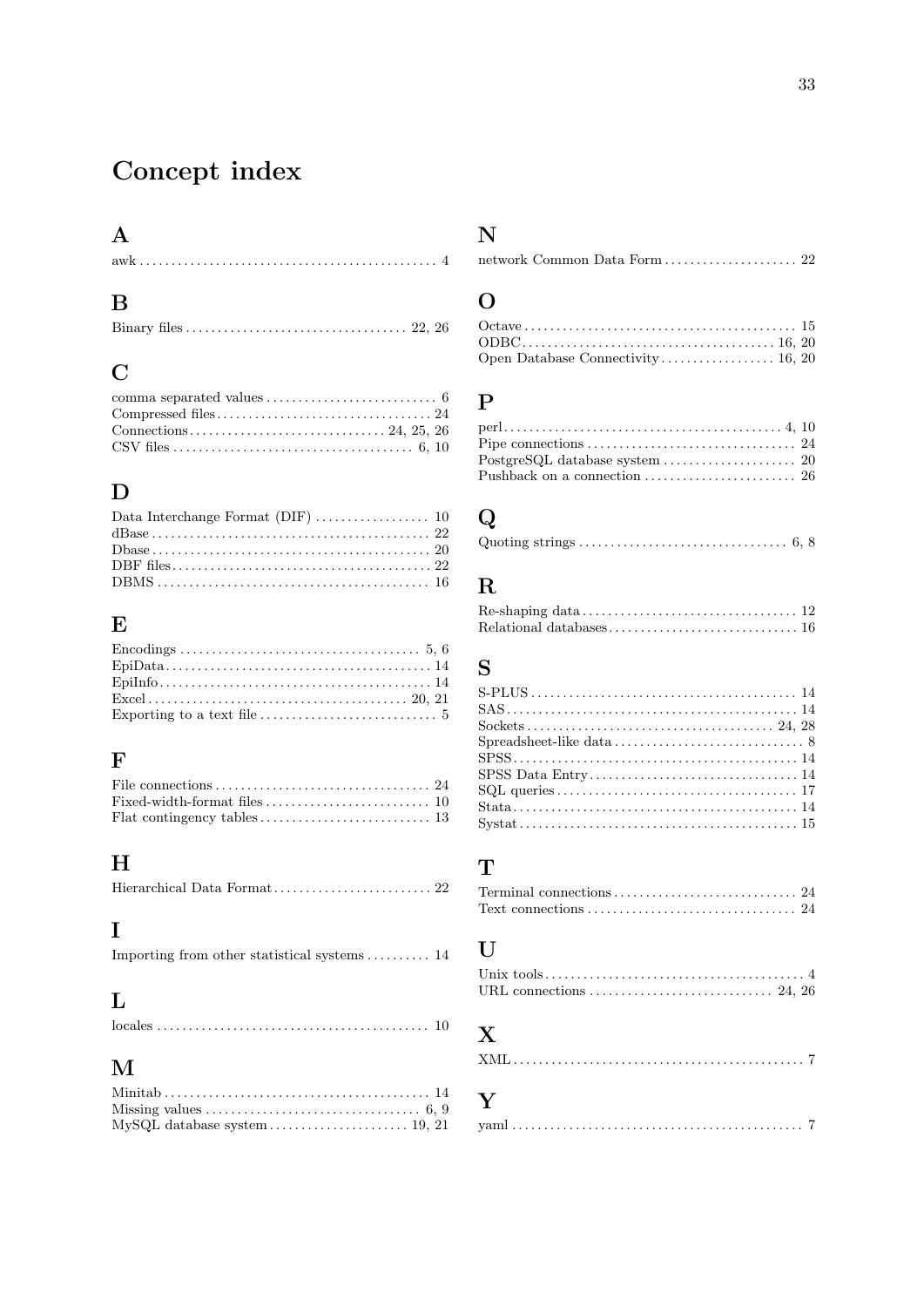# Concept index

## A

awk . . . . . . . . . . . . . . . . . . . . . . . . . . . . . . . . . . . . . . . . . . . . . . 4

## B

Binary files . . . . . . . . . . . . . . . . . . . . . . . . . . . . . . . . . . . 22, 26

## C

comma separated values . . . . . . . . . . . . . . . . . . . . . . . . . . . 6
Compressed files . . . . . . . . . . . . . . . . . . . . . . . . . . . . . . . . . . 24
Connections . . . . . . . . . . . . . . . . . . . . . . . . . . . . . . . 24, 25, 26
CSV files . . . . . . . . . . . . . . . . . . . . . . . . . . . . . . . . . . . . . 6, 10

## D

Data Interchange Format (DIF) . . . . . . . . . . . . . . . . . . 10
dBase . . . . . . . . . . . . . . . . . . . . . . . . . . . . . . . . . . . . . . . . . . . 22
Dbase . . . . . . . . . . . . . . . . . . . . . . . . . . . . . . . . . . . . . . . . . . . 20
DBF files . . . . . . . . . . . . . . . . . . . . . . . . . . . . . . . . . . . . . . . . 22
DBMS . . . . . . . . . . . . . . . . . . . . . . . . . . . . . . . . . . . . . . . . . . 16

## E

Encodings . . . . . . . . . . . . . . . . . . . . . . . . . . . . . . . . . . . . . 5, 6
EpiData . . . . . . . . . . . . . . . . . . . . . . . . . . . . . . . . . . . . . . . . . 14
EpiInfo . . . . . . . . . . . . . . . . . . . . . . . . . . . . . . . . . . . . . . . . . 14
Excel . . . . . . . . . . . . . . . . . . . . . . . . . . . . . . . . . . . . . . . . 20, 21
Exporting to a text file . . . . . . . . . . . . . . . . . . . . . . . . . . . . 5

## F

File connections . . . . . . . . . . . . . . . . . . . . . . . . . . . . . . . . . . 24
Fixed-width-format files . . . . . . . . . . . . . . . . . . . . . . . . . . 10
Flat contingency tables . . . . . . . . . . . . . . . . . . . . . . . . . . . 13

## H

Hierarchical Data Format . . . . . . . . . . . . . . . . . . . . . . . . . 22

## I

Importing from other statistical systems . . . . . . . . . . 14

## L

locales . . . . . . . . . . . . . . . . . . . . . . . . . . . . . . . . . . . . . . . . . . 10

## M

Minitab . . . . . . . . . . . . . . . . . . . . . . . . . . . . . . . . . . . . . . . . . 14
Missing values . . . . . . . . . . . . . . . . . . . . . . . . . . . . . . . . . 6, 9
MySQL database system . . . . . . . . . . . . . . . . . . . . . . 19, 21

## N

network Common Data Form . . . . . . . . . . . . . . . . . . . . . 22

## O

Octave . . . . . . . . . . . . . . . . . . . . . . . . . . . . . . . . . . . . . . . . . . 15
ODBC . . . . . . . . . . . . . . . . . . . . . . . . . . . . . . . . . . . . . . . 16, 20
Open Database Connectivity . . . . . . . . . . . . . . . . . . 16, 20

## P

perl . . . . . . . . . . . . . . . . . . . . . . . . . . . . . . . . . . . . . . . . . . 4, 10
Pipe connections . . . . . . . . . . . . . . . . . . . . . . . . . . . . . . . . . 24
PostgreSQL database system . . . . . . . . . . . . . . . . . . . . . 20
Pushback on a connection . . . . . . . . . . . . . . . . . . . . . . . . 26

## Q

Quoting strings . . . . . . . . . . . . . . . . . . . . . . . . . . . . . . . . . 6, 8

## R

Re-shaping data . . . . . . . . . . . . . . . . . . . . . . . . . . . . . . . . . 12
Relational databases . . . . . . . . . . . . . . . . . . . . . . . . . . . . . 16

## S

S-PLUS . . . . . . . . . . . . . . . . . . . . . . . . . . . . . . . . . . . . . . . . . 14
SAS . . . . . . . . . . . . . . . . . . . . . . . . . . . . . . . . . . . . . . . . . . . . 14
Sockets . . . . . . . . . . . . . . . . . . . . . . . . . . . . . . . . . . . . . . 24, 28
Spreadsheet-like data . . . . . . . . . . . . . . . . . . . . . . . . . . . . . 8
SPSS . . . . . . . . . . . . . . . . . . . . . . . . . . . . . . . . . . . . . . . . . . . 14
SPSS Data Entry . . . . . . . . . . . . . . . . . . . . . . . . . . . . . . . . 14
SQL queries . . . . . . . . . . . . . . . . . . . . . . . . . . . . . . . . . . . . . 17
Stata . . . . . . . . . . . . . . . . . . . . . . . . . . . . . . . . . . . . . . . . . . . 14
Systat . . . . . . . . . . . . . . . . . . . . . . . . . . . . . . . . . . . . . . . . . . 15

## T

Terminal connections . . . . . . . . . . . . . . . . . . . . . . . . . . . . 24
Text connections . . . . . . . . . . . . . . . . . . . . . . . . . . . . . . . . 24

## U

Unix tools . . . . . . . . . . . . . . . . . . . . . . . . . . . . . . . . . . . . . . . 4
URL connections . . . . . . . . . . . . . . . . . . . . . . . . . . . . 24, 26

## X

XML . . . . . . . . . . . . . . . . . . . . . . . . . . . . . . . . . . . . . . . . . . . . 7

## Y

yaml . . . . . . . . . . . . . . . . . . . . . . . . . . . . . . . . . . . . . . . . . . . 7